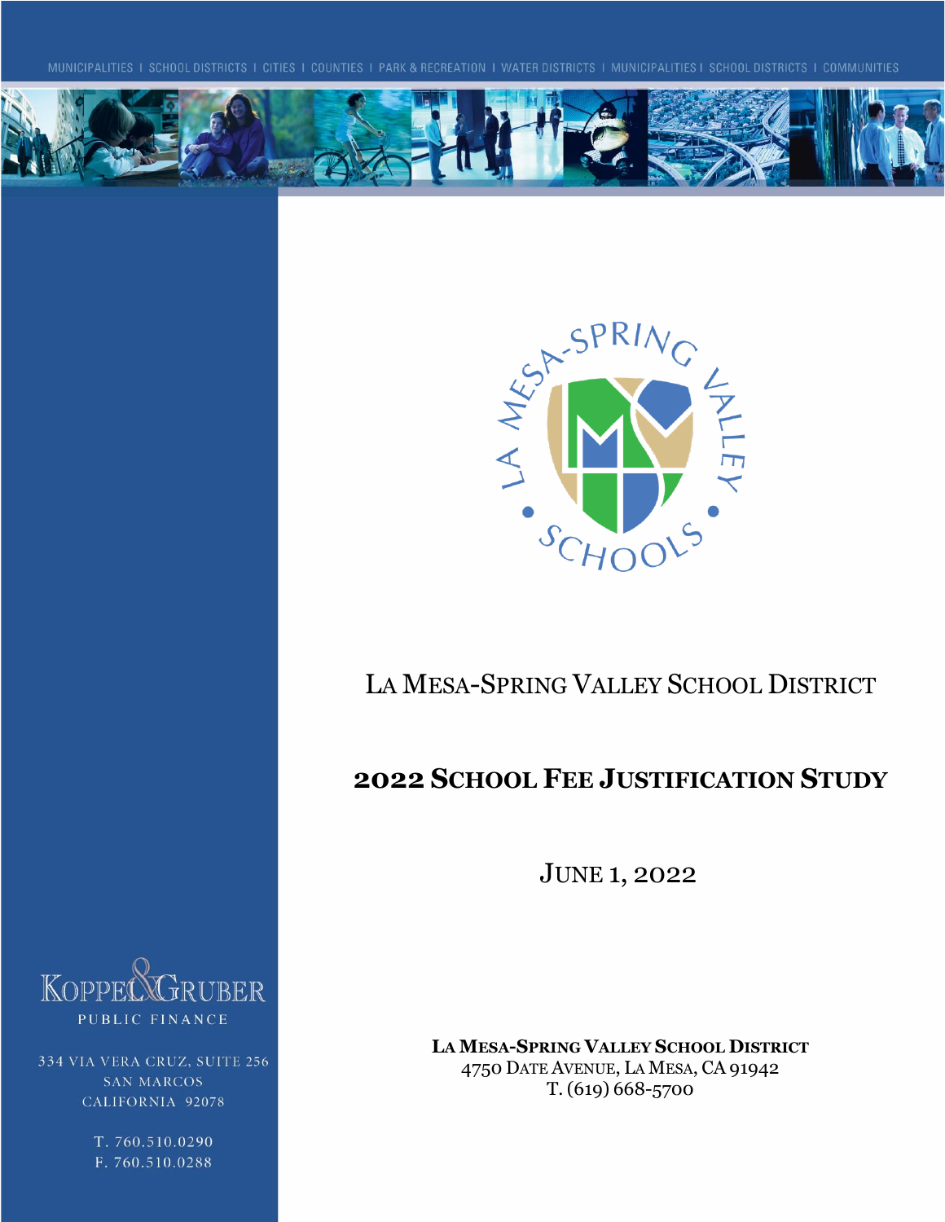MUNICIPALITIES | SCHOOL DISTRICTS | CITIES | COUNTIES | PARK & RECREATION | WATER DISTRICTS | MUNICIPALITIES | SCHOOL DISTRICTS | COMMUNITIES

# LA MESA-SPRING VALLEY SCHOOL DISTRICT

# 2022 SCHOOL FEE JUSTIFICATION STUDY

JUNE 1, 2022

KOPPEL & GRUBER
PUBLIC FINANCE

334 VIA VERA CRUZ, SUITE 256
SAN MARCOS
CALIFORNIA 92078

T. 760.510.0290
F. 760.510.0288

**LA MESA-SPRING VALLEY SCHOOL DISTRICT**
4750 DATE AVENUE, LA MESA, CA 91942
T. (619) 668-5700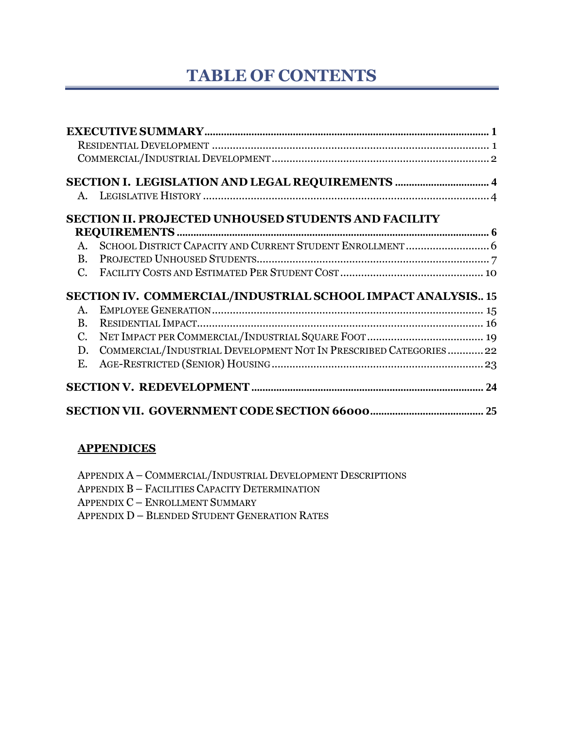# TABLE OF CONTENTS

**EXECUTIVE SUMMARY** ........ 1

- Residential Development ........ 1
- Commercial/Industrial Development ........ 2

**SECTION I. LEGISLATION AND LEGAL REQUIREMENTS** ........ 4

- A. Legislative History ........ 4

**SECTION II. PROJECTED UNHOUSED STUDENTS AND FACILITY REQUIREMENTS** ........ 6

- A. School District Capacity and Current Student Enrollment ........ 6
- B. Projected Unhoused Students ........ 7
- C. Facility Costs and Estimated Per Student Cost ........ 10

**SECTION IV. COMMERCIAL/INDUSTRIAL SCHOOL IMPACT ANALYSIS** ........ 15

- A. Employee Generation ........ 15
- B. Residential Impact ........ 16
- C. Net Impact per Commercial/Industrial Square Foot ........ 19
- D. Commercial/Industrial Development Not In Prescribed Categories ........ 22
- E. Age-Restricted (Senior) Housing ........ 23

**SECTION V. REDEVELOPMENT** ........ 24

**SECTION VII. GOVERNMENT CODE SECTION 66000** ........ 25

**APPENDICES**

- Appendix A – Commercial/Industrial Development Descriptions
- Appendix B – Facilities Capacity Determination
- Appendix C – Enrollment Summary
- Appendix D – Blended Student Generation Rates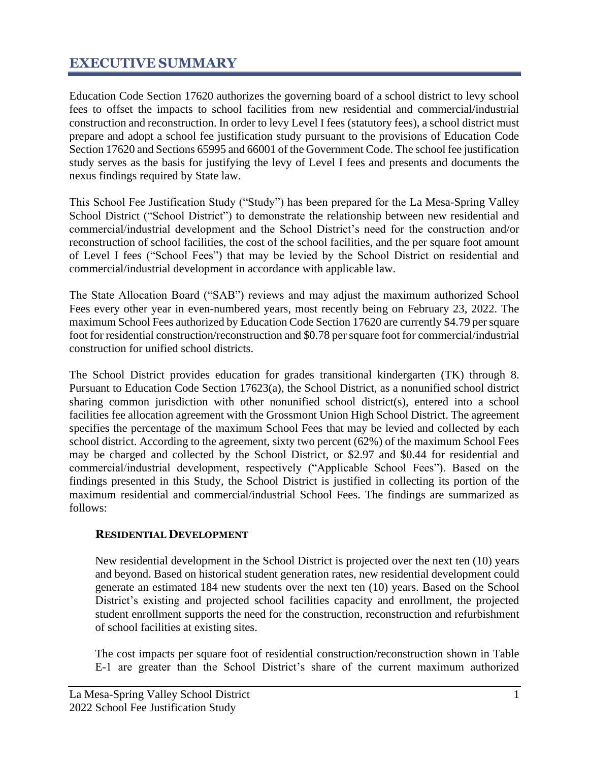# EXECUTIVE SUMMARY

Education Code Section 17620 authorizes the governing board of a school district to levy school fees to offset the impacts to school facilities from new residential and commercial/industrial construction and reconstruction. In order to levy Level I fees (statutory fees), a school district must prepare and adopt a school fee justification study pursuant to the provisions of Education Code Section 17620 and Sections 65995 and 66001 of the Government Code. The school fee justification study serves as the basis for justifying the levy of Level I fees and presents and documents the nexus findings required by State law.

This School Fee Justification Study ("Study") has been prepared for the La Mesa-Spring Valley School District ("School District") to demonstrate the relationship between new residential and commercial/industrial development and the School District's need for the construction and/or reconstruction of school facilities, the cost of the school facilities, and the per square foot amount of Level I fees ("School Fees") that may be levied by the School District on residential and commercial/industrial development in accordance with applicable law.

The State Allocation Board ("SAB") reviews and may adjust the maximum authorized School Fees every other year in even-numbered years, most recently being on February 23, 2022. The maximum School Fees authorized by Education Code Section 17620 are currently $4.79 per square foot for residential construction/reconstruction and $0.78 per square foot for commercial/industrial construction for unified school districts.

The School District provides education for grades transitional kindergarten (TK) through 8. Pursuant to Education Code Section 17623(a), the School District, as a nonunified school district sharing common jurisdiction with other nonunified school district(s), entered into a school facilities fee allocation agreement with the Grossmont Union High School District. The agreement specifies the percentage of the maximum School Fees that may be levied and collected by each school district. According to the agreement, sixty two percent (62%) of the maximum School Fees may be charged and collected by the School District, or $2.97 and $0.44 for residential and commercial/industrial development, respectively ("Applicable School Fees"). Based on the findings presented in this Study, the School District is justified in collecting its portion of the maximum residential and commercial/industrial School Fees. The findings are summarized as follows:

### RESIDENTIAL DEVELOPMENT

New residential development in the School District is projected over the next ten (10) years and beyond. Based on historical student generation rates, new residential development could generate an estimated 184 new students over the next ten (10) years. Based on the School District's existing and projected school facilities capacity and enrollment, the projected student enrollment supports the need for the construction, reconstruction and refurbishment of school facilities at existing sites.

The cost impacts per square foot of residential construction/reconstruction shown in Table E-1 are greater than the School District's share of the current maximum authorized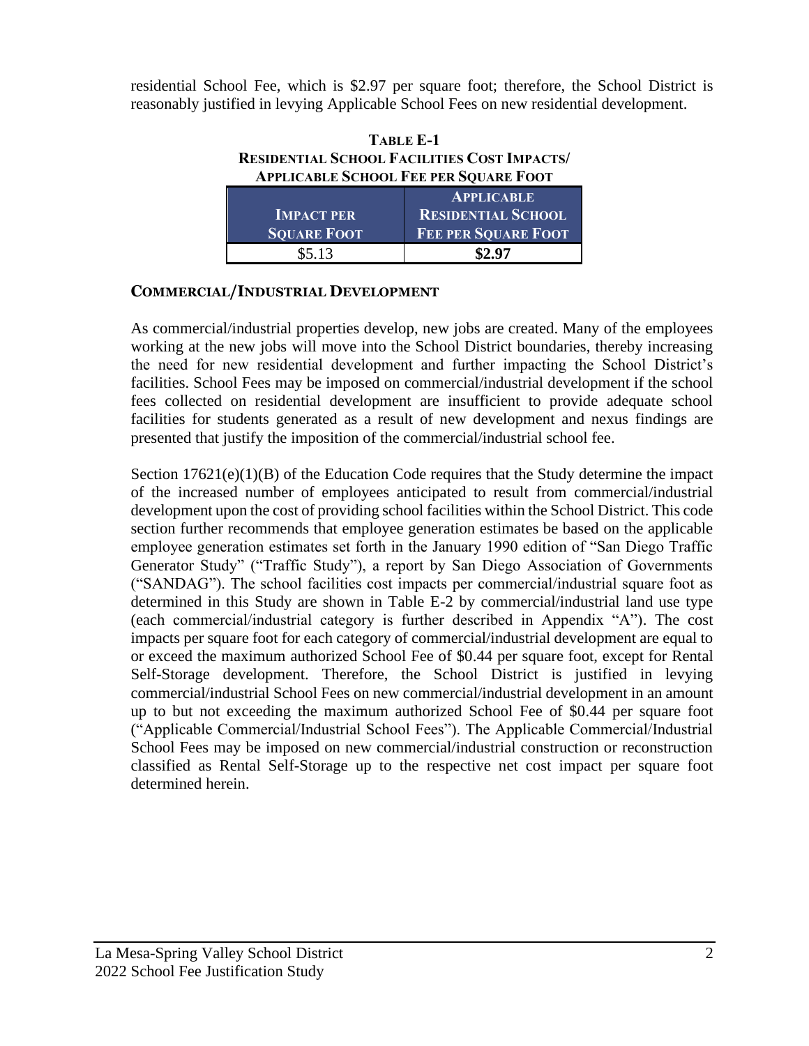residential School Fee, which is $2.97 per square foot; therefore, the School District is reasonably justified in levying Applicable School Fees on new residential development.

**TABLE E-1**
**RESIDENTIAL SCHOOL FACILITIES COST IMPACTS/ APPLICABLE SCHOOL FEE PER SQUARE FOOT**

| IMPACT PER SQUARE FOOT | APPLICABLE RESIDENTIAL SCHOOL FEE PER SQUARE FOOT |
|---|---|
| $5.13 | **$2.97** |

## COMMERCIAL/INDUSTRIAL DEVELOPMENT

As commercial/industrial properties develop, new jobs are created. Many of the employees working at the new jobs will move into the School District boundaries, thereby increasing the need for new residential development and further impacting the School District's facilities. School Fees may be imposed on commercial/industrial development if the school fees collected on residential development are insufficient to provide adequate school facilities for students generated as a result of new development and nexus findings are presented that justify the imposition of the commercial/industrial school fee.

Section 17621(e)(1)(B) of the Education Code requires that the Study determine the impact of the increased number of employees anticipated to result from commercial/industrial development upon the cost of providing school facilities within the School District. This code section further recommends that employee generation estimates be based on the applicable employee generation estimates set forth in the January 1990 edition of "San Diego Traffic Generator Study" ("Traffic Study"), a report by San Diego Association of Governments ("SANDAG"). The school facilities cost impacts per commercial/industrial square foot as determined in this Study are shown in Table E-2 by commercial/industrial land use type (each commercial/industrial category is further described in Appendix "A"). The cost impacts per square foot for each category of commercial/industrial development are equal to or exceed the maximum authorized School Fee of $0.44 per square foot, except for Rental Self-Storage development. Therefore, the School District is justified in levying commercial/industrial School Fees on new commercial/industrial development in an amount up to but not exceeding the maximum authorized School Fee of $0.44 per square foot ("Applicable Commercial/Industrial School Fees"). The Applicable Commercial/Industrial School Fees may be imposed on new commercial/industrial construction or reconstruction classified as Rental Self-Storage up to the respective net cost impact per square foot determined herein.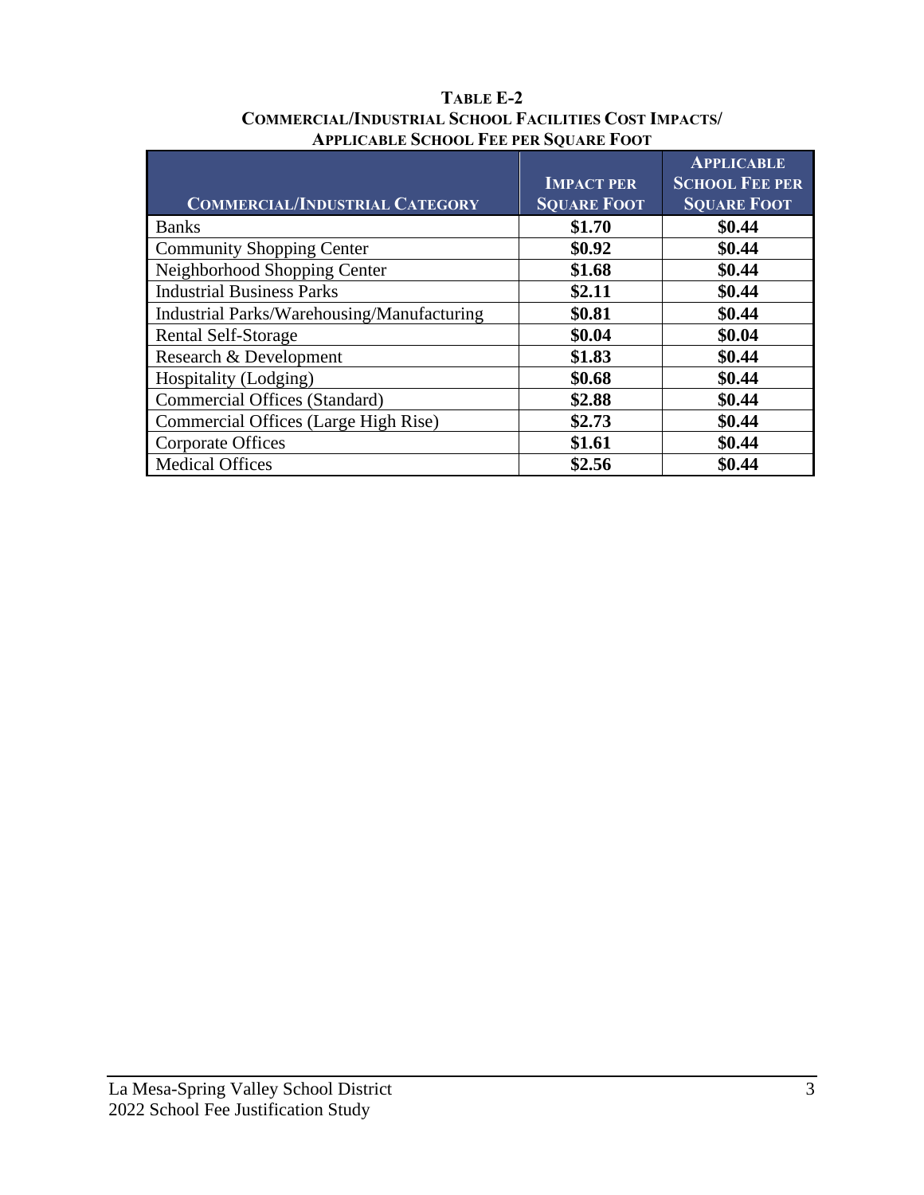**TABLE E-2**
**COMMERCIAL/INDUSTRIAL SCHOOL FACILITIES COST IMPACTS/**
**APPLICABLE SCHOOL FEE PER SQUARE FOOT**

| COMMERCIAL/INDUSTRIAL CATEGORY | IMPACT PER SQUARE FOOT | APPLICABLE SCHOOL FEE PER SQUARE FOOT |
|---|---|---|
| Banks | **$1.70** | **$0.44** |
| Community Shopping Center | **$0.92** | **$0.44** |
| Neighborhood Shopping Center | **$1.68** | **$0.44** |
| Industrial Business Parks | **$2.11** | **$0.44** |
| Industrial Parks/Warehousing/Manufacturing | **$0.81** | **$0.44** |
| Rental Self-Storage | **$0.04** | **$0.04** |
| Research & Development | **$1.83** | **$0.44** |
| Hospitality (Lodging) | **$0.68** | **$0.44** |
| Commercial Offices (Standard) | **$2.88** | **$0.44** |
| Commercial Offices (Large High Rise) | **$2.73** | **$0.44** |
| Corporate Offices | **$1.61** | **$0.44** |
| Medical Offices | **$2.56** | **$0.44** |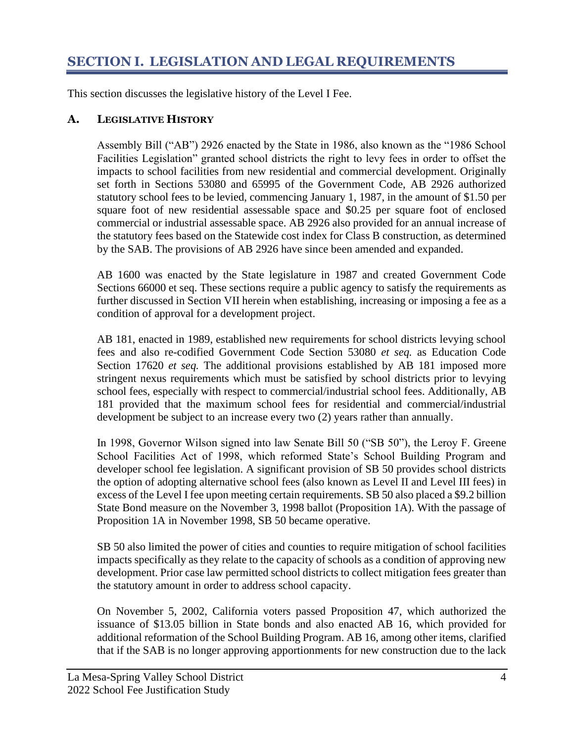# SECTION I. LEGISLATION AND LEGAL REQUIREMENTS

This section discusses the legislative history of the Level I Fee.

## A. LEGISLATIVE HISTORY

Assembly Bill ("AB") 2926 enacted by the State in 1986, also known as the "1986 School Facilities Legislation" granted school districts the right to levy fees in order to offset the impacts to school facilities from new residential and commercial development. Originally set forth in Sections 53080 and 65995 of the Government Code, AB 2926 authorized statutory school fees to be levied, commencing January 1, 1987, in the amount of $1.50 per square foot of new residential assessable space and $0.25 per square foot of enclosed commercial or industrial assessable space. AB 2926 also provided for an annual increase of the statutory fees based on the Statewide cost index for Class B construction, as determined by the SAB. The provisions of AB 2926 have since been amended and expanded.

AB 1600 was enacted by the State legislature in 1987 and created Government Code Sections 66000 et seq. These sections require a public agency to satisfy the requirements as further discussed in Section VII herein when establishing, increasing or imposing a fee as a condition of approval for a development project.

AB 181, enacted in 1989, established new requirements for school districts levying school fees and also re-codified Government Code Section 53080 *et seq.* as Education Code Section 17620 *et seq.* The additional provisions established by AB 181 imposed more stringent nexus requirements which must be satisfied by school districts prior to levying school fees, especially with respect to commercial/industrial school fees. Additionally, AB 181 provided that the maximum school fees for residential and commercial/industrial development be subject to an increase every two (2) years rather than annually.

In 1998, Governor Wilson signed into law Senate Bill 50 ("SB 50"), the Leroy F. Greene School Facilities Act of 1998, which reformed State's School Building Program and developer school fee legislation. A significant provision of SB 50 provides school districts the option of adopting alternative school fees (also known as Level II and Level III fees) in excess of the Level I fee upon meeting certain requirements. SB 50 also placed a $9.2 billion State Bond measure on the November 3, 1998 ballot (Proposition 1A). With the passage of Proposition 1A in November 1998, SB 50 became operative.

SB 50 also limited the power of cities and counties to require mitigation of school facilities impacts specifically as they relate to the capacity of schools as a condition of approving new development. Prior case law permitted school districts to collect mitigation fees greater than the statutory amount in order to address school capacity.

On November 5, 2002, California voters passed Proposition 47, which authorized the issuance of $13.05 billion in State bonds and also enacted AB 16, which provided for additional reformation of the School Building Program. AB 16, among other items, clarified that if the SAB is no longer approving apportionments for new construction due to the lack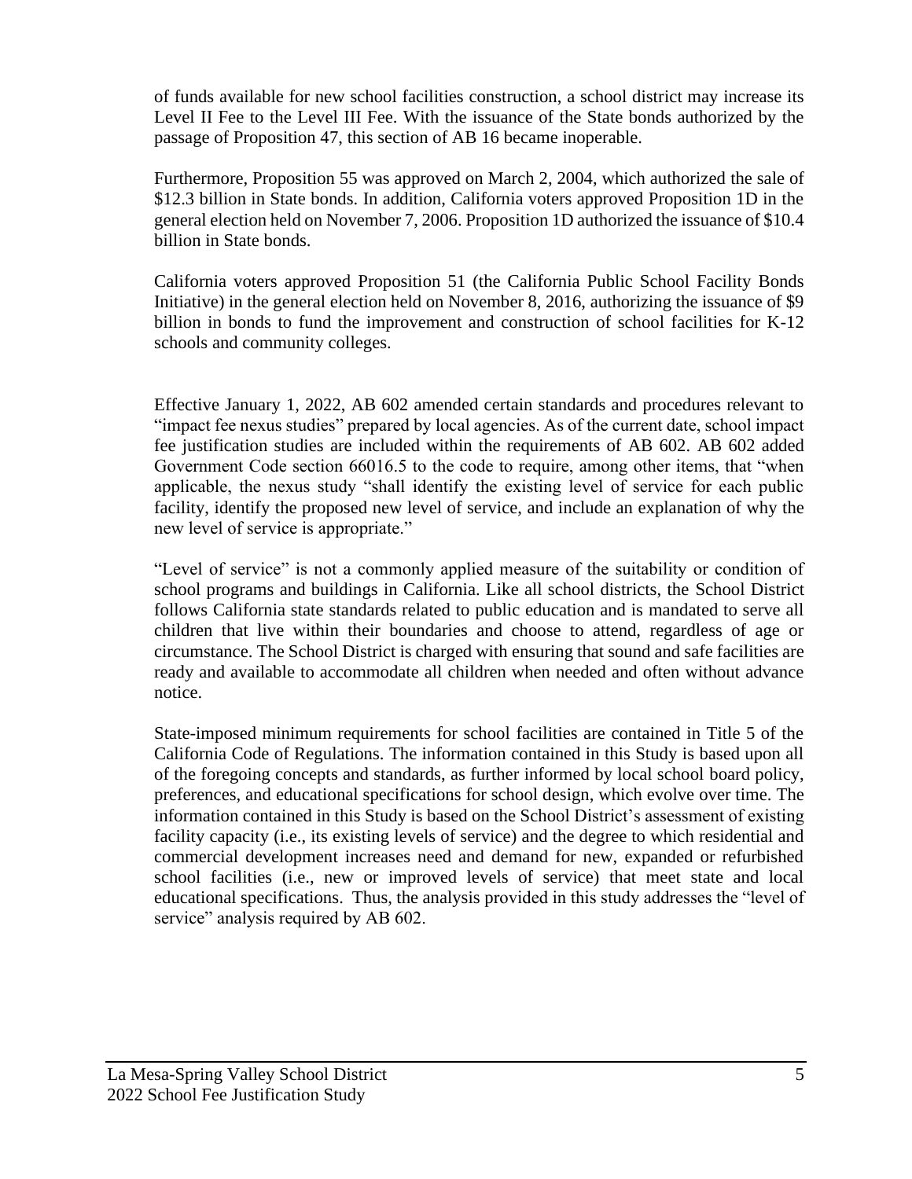of funds available for new school facilities construction, a school district may increase its Level II Fee to the Level III Fee. With the issuance of the State bonds authorized by the passage of Proposition 47, this section of AB 16 became inoperable.

Furthermore, Proposition 55 was approved on March 2, 2004, which authorized the sale of $12.3 billion in State bonds. In addition, California voters approved Proposition 1D in the general election held on November 7, 2006. Proposition 1D authorized the issuance of $10.4 billion in State bonds.

California voters approved Proposition 51 (the California Public School Facility Bonds Initiative) in the general election held on November 8, 2016, authorizing the issuance of $9 billion in bonds to fund the improvement and construction of school facilities for K-12 schools and community colleges.

Effective January 1, 2022, AB 602 amended certain standards and procedures relevant to "impact fee nexus studies" prepared by local agencies. As of the current date, school impact fee justification studies are included within the requirements of AB 602. AB 602 added Government Code section 66016.5 to the code to require, among other items, that "when applicable, the nexus study "shall identify the existing level of service for each public facility, identify the proposed new level of service, and include an explanation of why the new level of service is appropriate."

"Level of service" is not a commonly applied measure of the suitability or condition of school programs and buildings in California. Like all school districts, the School District follows California state standards related to public education and is mandated to serve all children that live within their boundaries and choose to attend, regardless of age or circumstance. The School District is charged with ensuring that sound and safe facilities are ready and available to accommodate all children when needed and often without advance notice.

State-imposed minimum requirements for school facilities are contained in Title 5 of the California Code of Regulations. The information contained in this Study is based upon all of the foregoing concepts and standards, as further informed by local school board policy, preferences, and educational specifications for school design, which evolve over time. The information contained in this Study is based on the School District's assessment of existing facility capacity (i.e., its existing levels of service) and the degree to which residential and commercial development increases need and demand for new, expanded or refurbished school facilities (i.e., new or improved levels of service) that meet state and local educational specifications. Thus, the analysis provided in this study addresses the "level of service" analysis required by AB 602.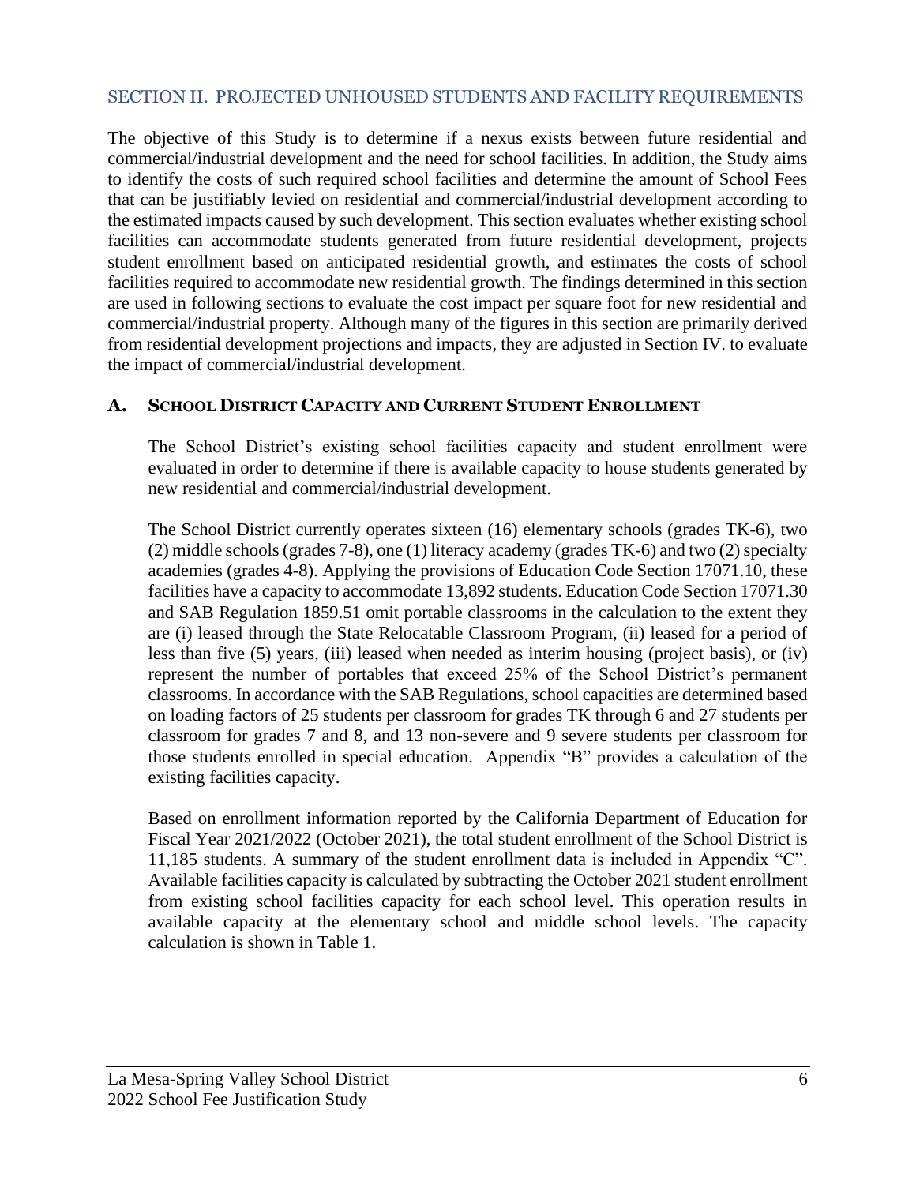## SECTION II. PROJECTED UNHOUSED STUDENTS AND FACILITY REQUIREMENTS

The objective of this Study is to determine if a nexus exists between future residential and commercial/industrial development and the need for school facilities. In addition, the Study aims to identify the costs of such required school facilities and determine the amount of School Fees that can be justifiably levied on residential and commercial/industrial development according to the estimated impacts caused by such development. This section evaluates whether existing school facilities can accommodate students generated from future residential development, projects student enrollment based on anticipated residential growth, and estimates the costs of school facilities required to accommodate new residential growth. The findings determined in this section are used in following sections to evaluate the cost impact per square foot for new residential and commercial/industrial property. Although many of the figures in this section are primarily derived from residential development projections and impacts, they are adjusted in Section IV. to evaluate the impact of commercial/industrial development.

### A. SCHOOL DISTRICT CAPACITY AND CURRENT STUDENT ENROLLMENT

The School District's existing school facilities capacity and student enrollment were evaluated in order to determine if there is available capacity to house students generated by new residential and commercial/industrial development.

The School District currently operates sixteen (16) elementary schools (grades TK-6), two (2) middle schools (grades 7-8), one (1) literacy academy (grades TK-6) and two (2) specialty academies (grades 4-8). Applying the provisions of Education Code Section 17071.10, these facilities have a capacity to accommodate 13,892 students. Education Code Section 17071.30 and SAB Regulation 1859.51 omit portable classrooms in the calculation to the extent they are (i) leased through the State Relocatable Classroom Program, (ii) leased for a period of less than five (5) years, (iii) leased when needed as interim housing (project basis), or (iv) represent the number of portables that exceed 25% of the School District's permanent classrooms. In accordance with the SAB Regulations, school capacities are determined based on loading factors of 25 students per classroom for grades TK through 6 and 27 students per classroom for grades 7 and 8, and 13 non-severe and 9 severe students per classroom for those students enrolled in special education. Appendix "B" provides a calculation of the existing facilities capacity.

Based on enrollment information reported by the California Department of Education for Fiscal Year 2021/2022 (October 2021), the total student enrollment of the School District is 11,185 students. A summary of the student enrollment data is included in Appendix "C". Available facilities capacity is calculated by subtracting the October 2021 student enrollment from existing school facilities capacity for each school level. This operation results in available capacity at the elementary school and middle school levels. The capacity calculation is shown in Table 1.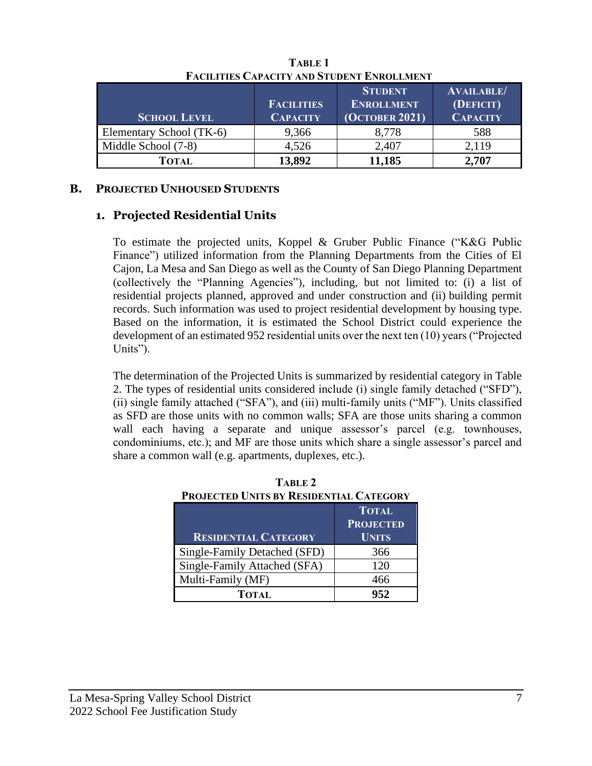**TABLE 1**
**FACILITIES CAPACITY AND STUDENT ENROLLMENT**

| SCHOOL LEVEL | FACILITIES CAPACITY | STUDENT ENROLLMENT (OCTOBER 2021) | AVAILABLE/ (DEFICIT) CAPACITY |
|---|---|---|---|
| Elementary School (TK-6) | 9,366 | 8,778 | 588 |
| Middle School (7-8) | 4,526 | 2,407 | 2,119 |
| **TOTAL** | **13,892** | **11,185** | **2,707** |

## B. PROJECTED UNHOUSED STUDENTS

### 1. Projected Residential Units

To estimate the projected units, Koppel & Gruber Public Finance ("K&G Public Finance") utilized information from the Planning Departments from the Cities of El Cajon, La Mesa and San Diego as well as the County of San Diego Planning Department (collectively the "Planning Agencies"), including, but not limited to: (i) a list of residential projects planned, approved and under construction and (ii) building permit records. Such information was used to project residential development by housing type. Based on the information, it is estimated the School District could experience the development of an estimated 952 residential units over the next ten (10) years ("Projected Units").

The determination of the Projected Units is summarized by residential category in Table 2. The types of residential units considered include (i) single family detached ("SFD"), (ii) single family attached ("SFA"), and (iii) multi-family units ("MF"). Units classified as SFD are those units with no common walls; SFA are those units sharing a common wall each having a separate and unique assessor's parcel (e.g. townhouses, condominiums, etc.); and MF are those units which share a single assessor's parcel and share a common wall (e.g. apartments, duplexes, etc.).

**TABLE 2**
**PROJECTED UNITS BY RESIDENTIAL CATEGORY**

| RESIDENTIAL CATEGORY | TOTAL PROJECTED UNITS |
|---|---|
| Single-Family Detached (SFD) | 366 |
| Single-Family Attached (SFA) | 120 |
| Multi-Family (MF) | 466 |
| **TOTAL** | **952** |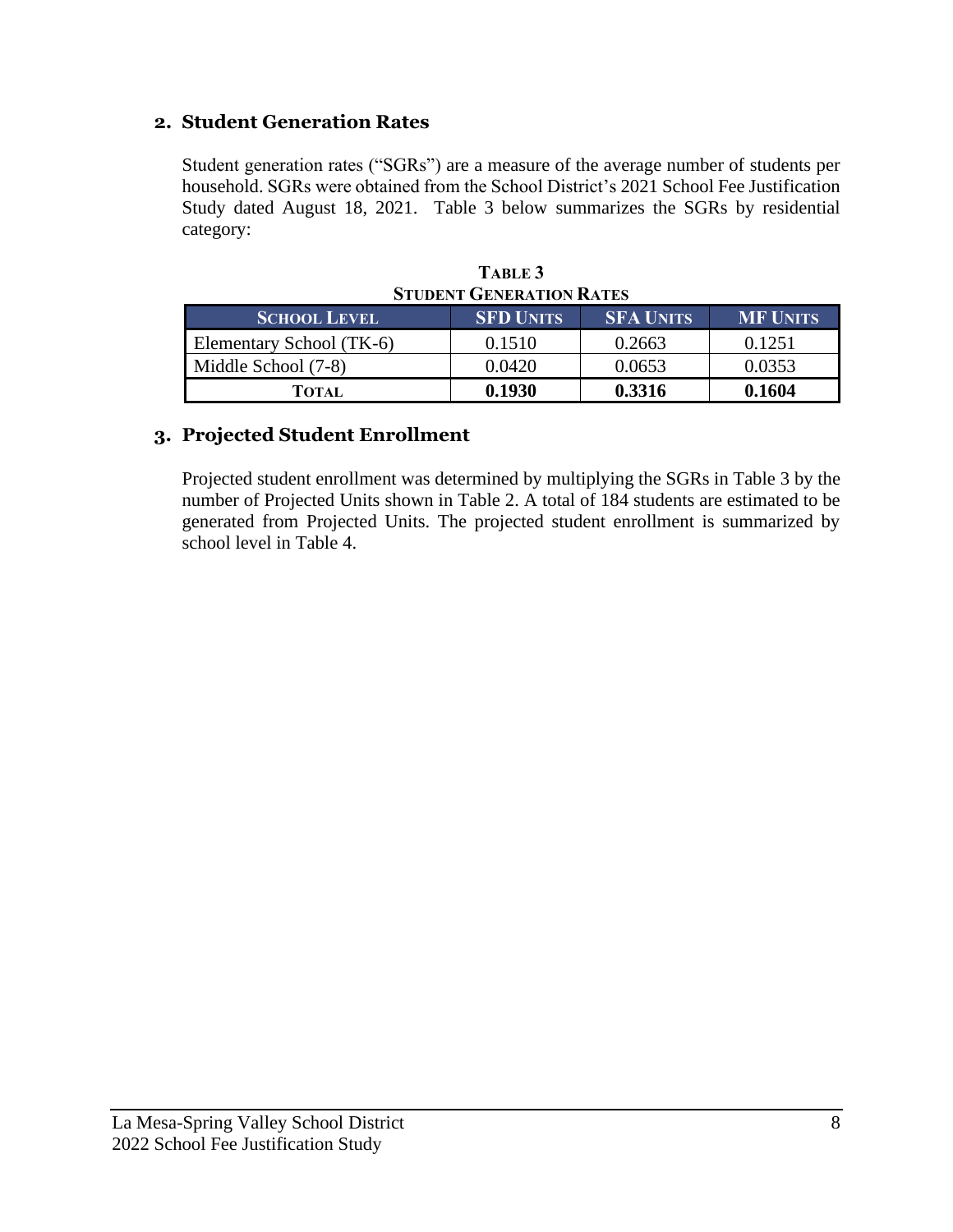## 2. Student Generation Rates

Student generation rates ("SGRs") are a measure of the average number of students per household. SGRs were obtained from the School District's 2021 School Fee Justification Study dated August 18, 2021. Table 3 below summarizes the SGRs by residential category:

**TABLE 3**
**STUDENT GENERATION RATES**

| SCHOOL LEVEL | SFD UNITS | SFA UNITS | MF UNITS |
|---|---|---|---|
| Elementary School (TK-6) | 0.1510 | 0.2663 | 0.1251 |
| Middle School (7-8) | 0.0420 | 0.0653 | 0.0353 |
| **TOTAL** | **0.1930** | **0.3316** | **0.1604** |

## 3. Projected Student Enrollment

Projected student enrollment was determined by multiplying the SGRs in Table 3 by the number of Projected Units shown in Table 2. A total of 184 students are estimated to be generated from Projected Units. The projected student enrollment is summarized by school level in Table 4.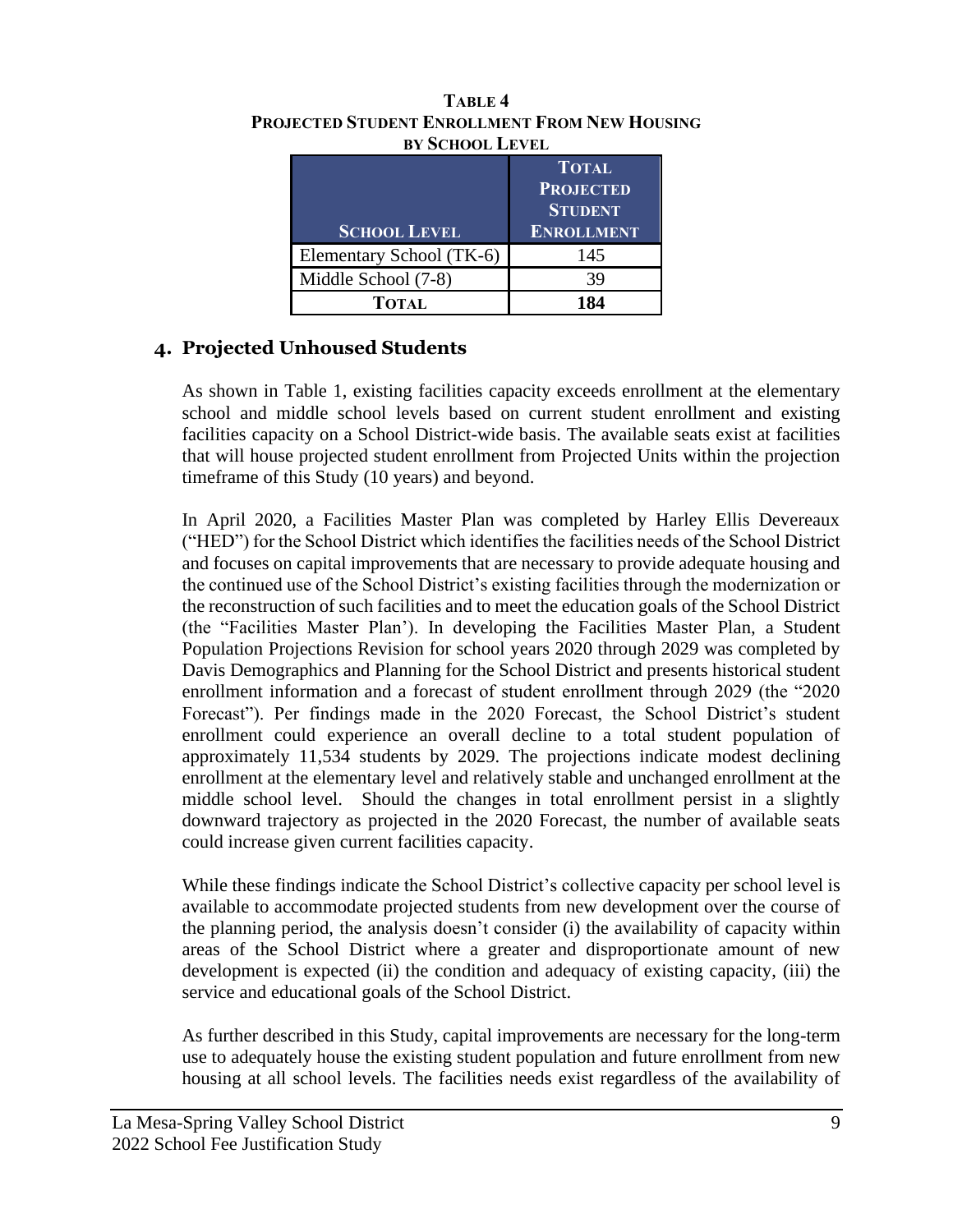**Table 4**
**Projected Student Enrollment From New Housing by School Level**

| School Level | Total Projected Student Enrollment |
|---|---|
| Elementary School (TK-6) | 145 |
| Middle School (7-8) | 39 |
| **Total** | **184** |

## 4. Projected Unhoused Students

As shown in Table 1, existing facilities capacity exceeds enrollment at the elementary school and middle school levels based on current student enrollment and existing facilities capacity on a School District-wide basis. The available seats exist at facilities that will house projected student enrollment from Projected Units within the projection timeframe of this Study (10 years) and beyond.

In April 2020, a Facilities Master Plan was completed by Harley Ellis Devereaux ("HED") for the School District which identifies the facilities needs of the School District and focuses on capital improvements that are necessary to provide adequate housing and the continued use of the School District's existing facilities through the modernization or the reconstruction of such facilities and to meet the education goals of the School District (the "Facilities Master Plan'). In developing the Facilities Master Plan, a Student Population Projections Revision for school years 2020 through 2029 was completed by Davis Demographics and Planning for the School District and presents historical student enrollment information and a forecast of student enrollment through 2029 (the "2020 Forecast"). Per findings made in the 2020 Forecast, the School District's student enrollment could experience an overall decline to a total student population of approximately 11,534 students by 2029. The projections indicate modest declining enrollment at the elementary level and relatively stable and unchanged enrollment at the middle school level. Should the changes in total enrollment persist in a slightly downward trajectory as projected in the 2020 Forecast, the number of available seats could increase given current facilities capacity.

While these findings indicate the School District's collective capacity per school level is available to accommodate projected students from new development over the course of the planning period, the analysis doesn't consider (i) the availability of capacity within areas of the School District where a greater and disproportionate amount of new development is expected (ii) the condition and adequacy of existing capacity, (iii) the service and educational goals of the School District.

As further described in this Study, capital improvements are necessary for the long-term use to adequately house the existing student population and future enrollment from new housing at all school levels. The facilities needs exist regardless of the availability of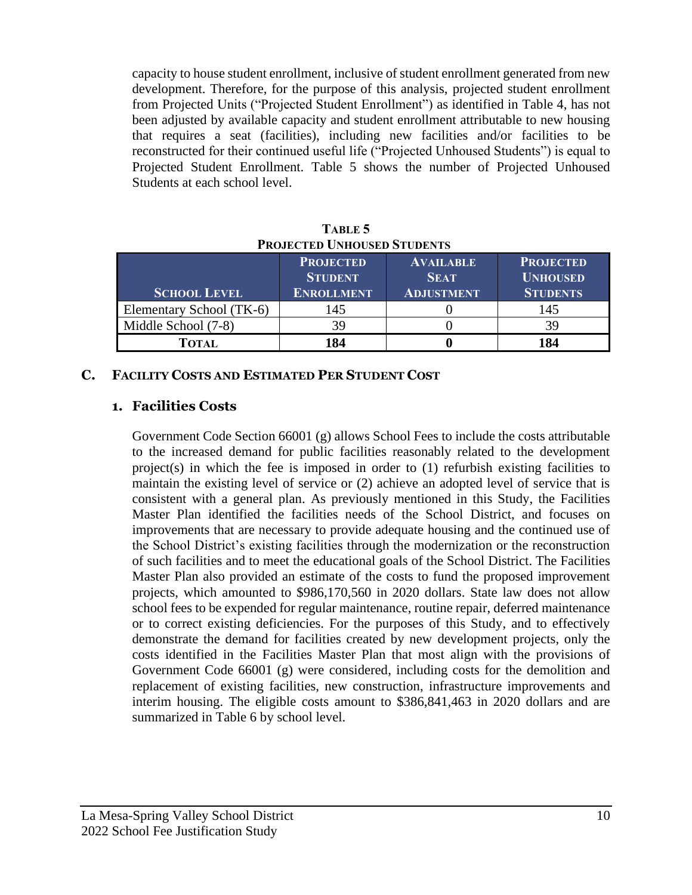capacity to house student enrollment, inclusive of student enrollment generated from new development. Therefore, for the purpose of this analysis, projected student enrollment from Projected Units ("Projected Student Enrollment") as identified in Table 4, has not been adjusted by available capacity and student enrollment attributable to new housing that requires a seat (facilities), including new facilities and/or facilities to be reconstructed for their continued useful life ("Projected Unhoused Students") is equal to Projected Student Enrollment. Table 5 shows the number of Projected Unhoused Students at each school level.

**TABLE 5**
**PROJECTED UNHOUSED STUDENTS**

| School Level | Projected Student Enrollment | Available Seat Adjustment | Projected Unhoused Students |
|---|---|---|---|
| Elementary School (TK-6) | 145 | 0 | 145 |
| Middle School (7-8) | 39 | 0 | 39 |
| **Total** | **184** | **0** | **184** |

## C. Facility Costs and Estimated Per Student Cost

### 1. Facilities Costs

Government Code Section 66001 (g) allows School Fees to include the costs attributable to the increased demand for public facilities reasonably related to the development project(s) in which the fee is imposed in order to (1) refurbish existing facilities to maintain the existing level of service or (2) achieve an adopted level of service that is consistent with a general plan. As previously mentioned in this Study, the Facilities Master Plan identified the facilities needs of the School District, and focuses on improvements that are necessary to provide adequate housing and the continued use of the School District's existing facilities through the modernization or the reconstruction of such facilities and to meet the educational goals of the School District. The Facilities Master Plan also provided an estimate of the costs to fund the proposed improvement projects, which amounted to $986,170,560 in 2020 dollars. State law does not allow school fees to be expended for regular maintenance, routine repair, deferred maintenance or to correct existing deficiencies. For the purposes of this Study, and to effectively demonstrate the demand for facilities created by new development projects, only the costs identified in the Facilities Master Plan that most align with the provisions of Government Code 66001 (g) were considered, including costs for the demolition and replacement of existing facilities, new construction, infrastructure improvements and interim housing. The eligible costs amount to $386,841,463 in 2020 dollars and are summarized in Table 6 by school level.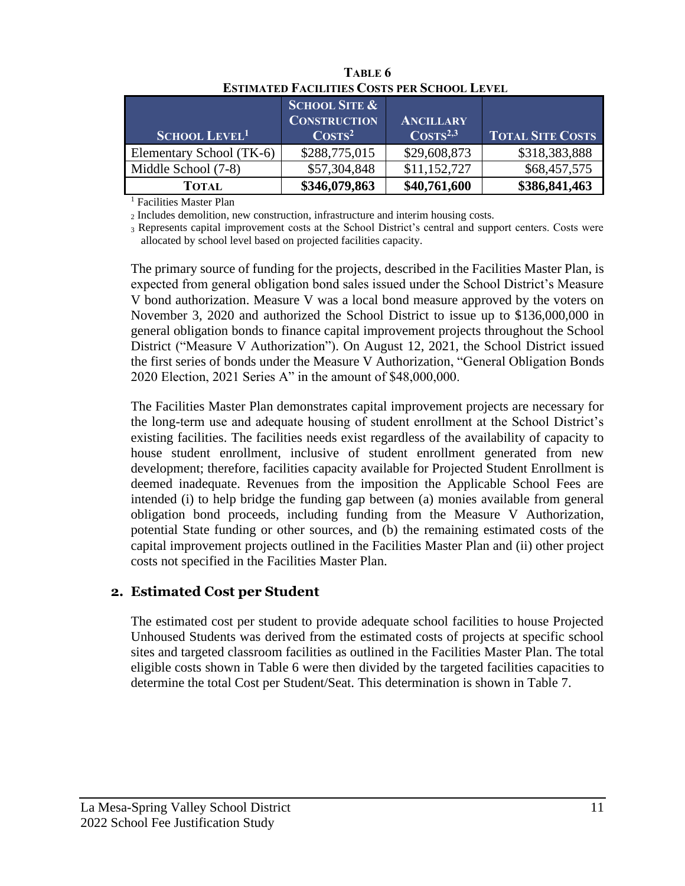**TABLE 6**
**ESTIMATED FACILITIES COSTS PER SCHOOL LEVEL**

| SCHOOL LEVEL[1] | SCHOOL SITE & CONSTRUCTION COSTS[2] | ANCILLARY COSTS[2,3] | TOTAL SITE COSTS |
|---|---|---|---|
| Elementary School (TK-6) | $288,775,015 | $29,608,873 | $318,383,888 |
| Middle School (7-8) | $57,304,848 | $11,152,727 | $68,457,575 |
| **TOTAL** | **$346,079,863** | **$40,761,600** | **$386,841,463** |

[1] Facilities Master Plan

[2] Includes demolition, new construction, infrastructure and interim housing costs.

[3] Represents capital improvement costs at the School District's central and support centers. Costs were allocated by school level based on projected facilities capacity.

The primary source of funding for the projects, described in the Facilities Master Plan, is expected from general obligation bond sales issued under the School District's Measure V bond authorization. Measure V was a local bond measure approved by the voters on November 3, 2020 and authorized the School District to issue up to $136,000,000 in general obligation bonds to finance capital improvement projects throughout the School District ("Measure V Authorization"). On August 12, 2021, the School District issued the first series of bonds under the Measure V Authorization, "General Obligation Bonds 2020 Election, 2021 Series A" in the amount of $48,000,000.

The Facilities Master Plan demonstrates capital improvement projects are necessary for the long-term use and adequate housing of student enrollment at the School District's existing facilities. The facilities needs exist regardless of the availability of capacity to house student enrollment, inclusive of student enrollment generated from new development; therefore, facilities capacity available for Projected Student Enrollment is deemed inadequate. Revenues from the imposition the Applicable School Fees are intended (i) to help bridge the funding gap between (a) monies available from general obligation bond proceeds, including funding from the Measure V Authorization, potential State funding or other sources, and (b) the remaining estimated costs of the capital improvement projects outlined in the Facilities Master Plan and (ii) other project costs not specified in the Facilities Master Plan.

## 2. Estimated Cost per Student

The estimated cost per student to provide adequate school facilities to house Projected Unhoused Students was derived from the estimated costs of projects at specific school sites and targeted classroom facilities as outlined in the Facilities Master Plan. The total eligible costs shown in Table 6 were then divided by the targeted facilities capacities to determine the total Cost per Student/Seat. This determination is shown in Table 7.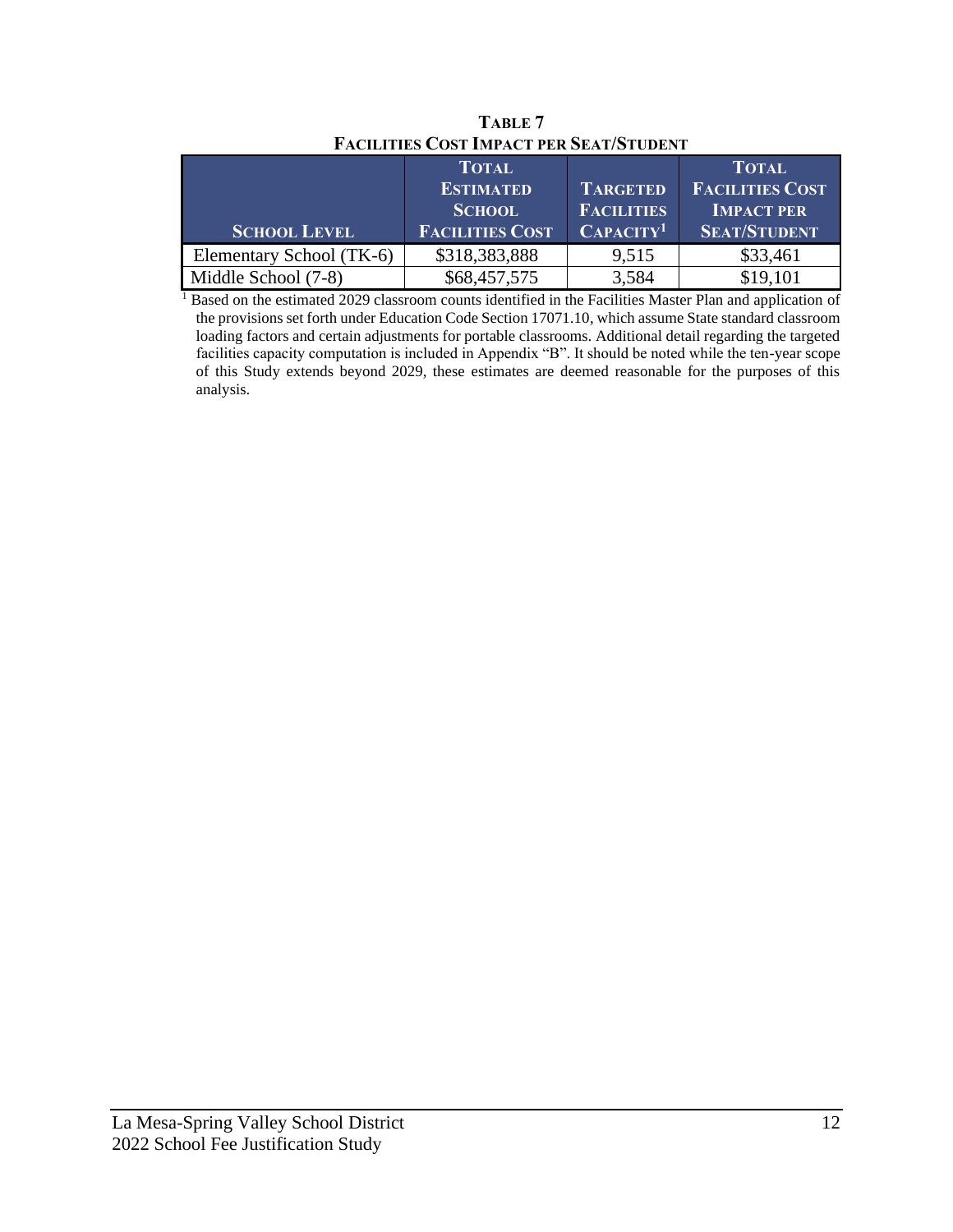**TABLE 7**
**FACILITIES COST IMPACT PER SEAT/STUDENT**

| SCHOOL LEVEL | TOTAL ESTIMATED SCHOOL FACILITIES COST | TARGETED FACILITIES CAPACITY[1] | TOTAL FACILITIES COST IMPACT PER SEAT/STUDENT |
|---|---|---|---|
| Elementary School (TK-6) | $318,383,888 | 9,515 | $33,461 |
| Middle School (7-8) | $68,457,575 | 3,584 | $19,101 |

[1] Based on the estimated 2029 classroom counts identified in the Facilities Master Plan and application of the provisions set forth under Education Code Section 17071.10, which assume State standard classroom loading factors and certain adjustments for portable classrooms. Additional detail regarding the targeted facilities capacity computation is included in Appendix "B". It should be noted while the ten-year scope of this Study extends beyond 2029, these estimates are deemed reasonable for the purposes of this analysis.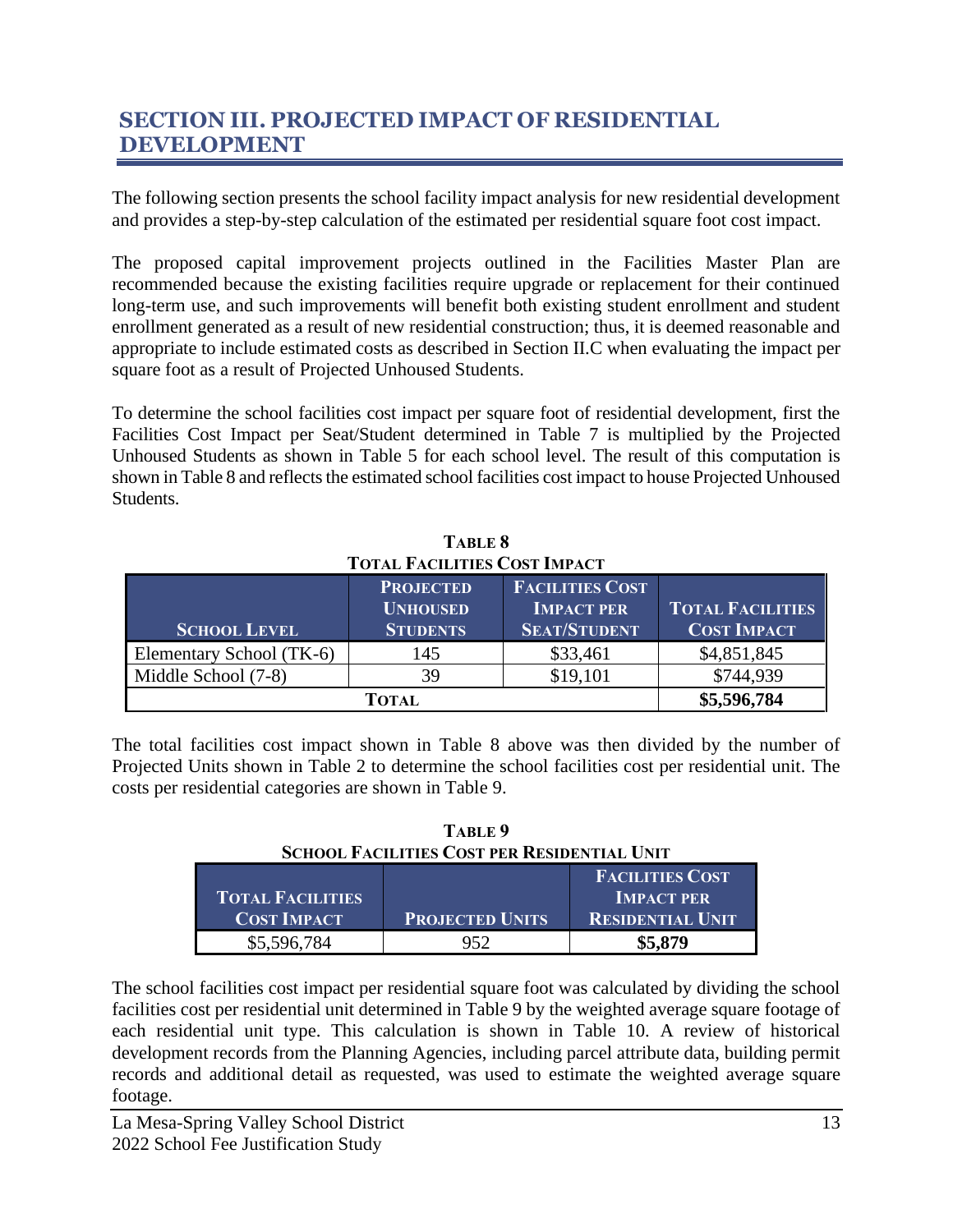# SECTION III. PROJECTED IMPACT OF RESIDENTIAL DEVELOPMENT

The following section presents the school facility impact analysis for new residential development and provides a step-by-step calculation of the estimated per residential square foot cost impact.

The proposed capital improvement projects outlined in the Facilities Master Plan are recommended because the existing facilities require upgrade or replacement for their continued long-term use, and such improvements will benefit both existing student enrollment and student enrollment generated as a result of new residential construction; thus, it is deemed reasonable and appropriate to include estimated costs as described in Section II.C when evaluating the impact per square foot as a result of Projected Unhoused Students.

To determine the school facilities cost impact per square foot of residential development, first the Facilities Cost Impact per Seat/Student determined in Table 7 is multiplied by the Projected Unhoused Students as shown in Table 5 for each school level. The result of this computation is shown in Table 8 and reflects the estimated school facilities cost impact to house Projected Unhoused Students.

**TABLE 8**
**TOTAL FACILITIES COST IMPACT**

| School Level | Projected Unhoused Students | Facilities Cost Impact per Seat/Student | Total Facilities Cost Impact |
|---|---|---|---|
| Elementary School (TK-6) | 145 | $33,461 | $4,851,845 |
| Middle School (7-8) | 39 | $19,101 | $744,939 |
| **Total** | | | **$5,596,784** |

The total facilities cost impact shown in Table 8 above was then divided by the number of Projected Units shown in Table 2 to determine the school facilities cost per residential unit. The costs per residential categories are shown in Table 9.

**TABLE 9**
**SCHOOL FACILITIES COST PER RESIDENTIAL UNIT**

| Total Facilities Cost Impact | Projected Units | Facilities Cost Impact per Residential Unit |
|---|---|---|
| $5,596,784 | 952 | **$5,879** |

The school facilities cost impact per residential square foot was calculated by dividing the school facilities cost per residential unit determined in Table 9 by the weighted average square footage of each residential unit type. This calculation is shown in Table 10. A review of historical development records from the Planning Agencies, including parcel attribute data, building permit records and additional detail as requested, was used to estimate the weighted average square footage.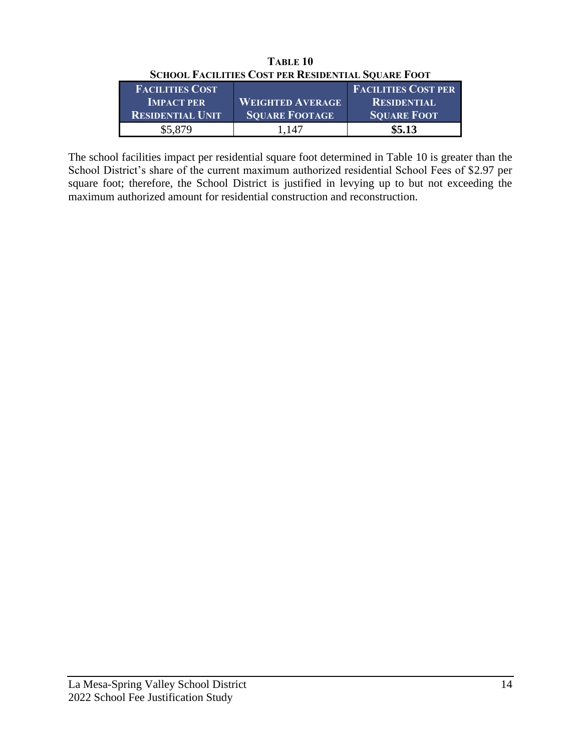**Table 10**
**School Facilities Cost per Residential Square Foot**

| Facilities Cost Impact per Residential Unit | Weighted Average Square Footage | Facilities Cost per Residential Square Foot |
|---|---|---|
| $5,879 | 1,147 | **$5.13** |

The school facilities impact per residential square foot determined in Table 10 is greater than the School District's share of the current maximum authorized residential School Fees of $2.97 per square foot; therefore, the School District is justified in levying up to but not exceeding the maximum authorized amount for residential construction and reconstruction.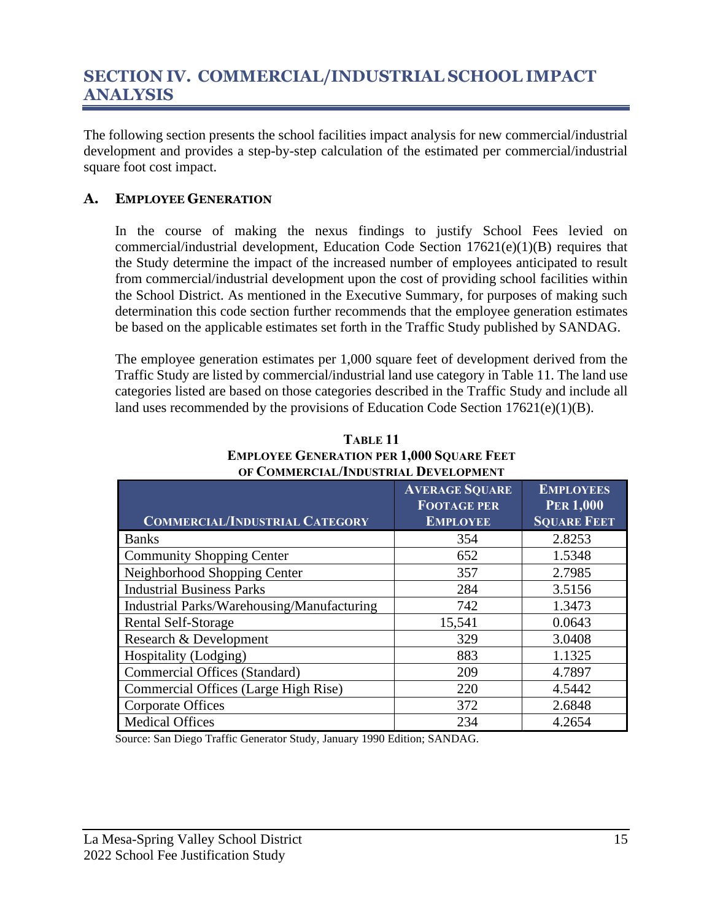# SECTION IV. COMMERCIAL/INDUSTRIAL SCHOOL IMPACT ANALYSIS

The following section presents the school facilities impact analysis for new commercial/industrial development and provides a step-by-step calculation of the estimated per commercial/industrial square foot cost impact.

## A. EMPLOYEE GENERATION

In the course of making the nexus findings to justify School Fees levied on commercial/industrial development, Education Code Section 17621(e)(1)(B) requires that the Study determine the impact of the increased number of employees anticipated to result from commercial/industrial development upon the cost of providing school facilities within the School District. As mentioned in the Executive Summary, for purposes of making such determination this code section further recommends that the employee generation estimates be based on the applicable estimates set forth in the Traffic Study published by SANDAG.

The employee generation estimates per 1,000 square feet of development derived from the Traffic Study are listed by commercial/industrial land use category in Table 11. The land use categories listed are based on those categories described in the Traffic Study and include all land uses recommended by the provisions of Education Code Section 17621(e)(1)(B).

**TABLE 11**
**EMPLOYEE GENERATION PER 1,000 SQUARE FEET OF COMMERCIAL/INDUSTRIAL DEVELOPMENT**

| Commercial/Industrial Category | Average Square Footage per Employee | Employees Per 1,000 Square Feet |
|---|---|---|
| Banks | 354 | 2.8253 |
| Community Shopping Center | 652 | 1.5348 |
| Neighborhood Shopping Center | 357 | 2.7985 |
| Industrial Business Parks | 284 | 3.5156 |
| Industrial Parks/Warehousing/Manufacturing | 742 | 1.3473 |
| Rental Self-Storage | 15,541 | 0.0643 |
| Research & Development | 329 | 3.0408 |
| Hospitality (Lodging) | 883 | 1.1325 |
| Commercial Offices (Standard) | 209 | 4.7897 |
| Commercial Offices (Large High Rise) | 220 | 4.5442 |
| Corporate Offices | 372 | 2.6848 |
| Medical Offices | 234 | 4.2654 |

Source: San Diego Traffic Generator Study, January 1990 Edition; SANDAG.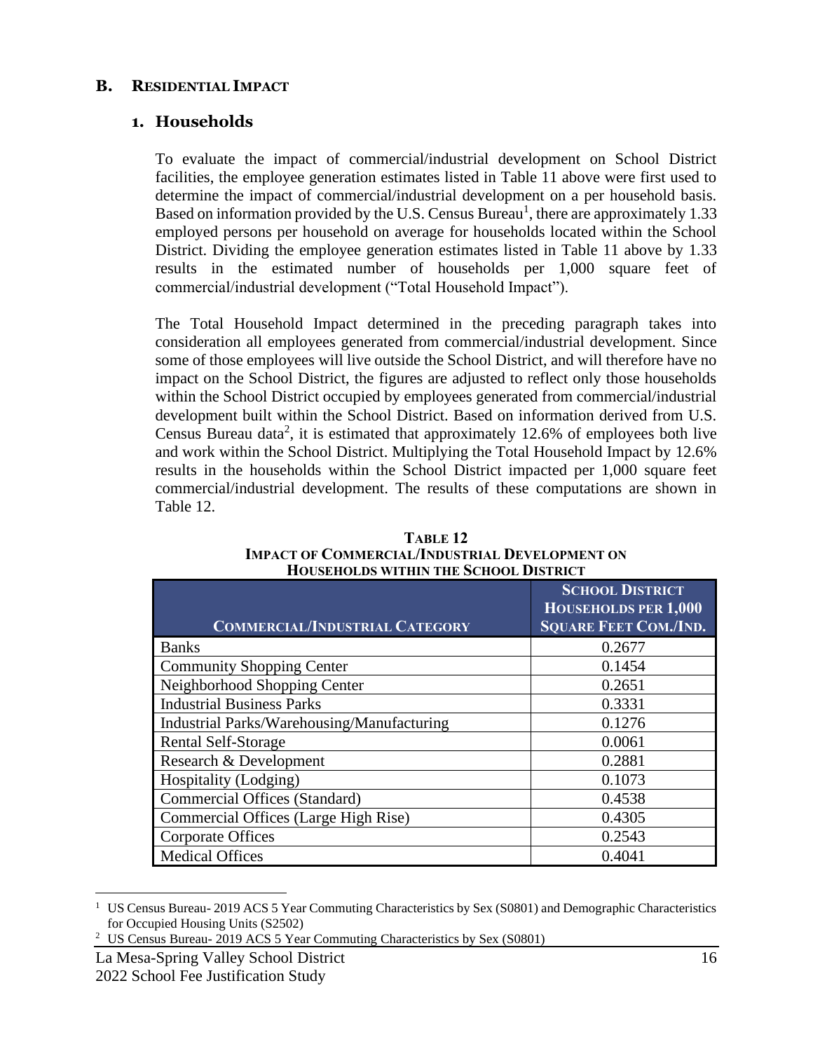## B. RESIDENTIAL IMPACT

### 1. Households

To evaluate the impact of commercial/industrial development on School District facilities, the employee generation estimates listed in Table 11 above were first used to determine the impact of commercial/industrial development on a per household basis. Based on information provided by the U.S. Census Bureau[1], there are approximately 1.33 employed persons per household on average for households located within the School District. Dividing the employee generation estimates listed in Table 11 above by 1.33 results in the estimated number of households per 1,000 square feet of commercial/industrial development ("Total Household Impact").

The Total Household Impact determined in the preceding paragraph takes into consideration all employees generated from commercial/industrial development. Since some of those employees will live outside the School District, and will therefore have no impact on the School District, the figures are adjusted to reflect only those households within the School District occupied by employees generated from commercial/industrial development built within the School District. Based on information derived from U.S. Census Bureau data[2], it is estimated that approximately 12.6% of employees both live and work within the School District. Multiplying the Total Household Impact by 12.6% results in the households within the School District impacted per 1,000 square feet commercial/industrial development. The results of these computations are shown in Table 12.

**TABLE 12**
**IMPACT OF COMMERCIAL/INDUSTRIAL DEVELOPMENT ON HOUSEHOLDS WITHIN THE SCHOOL DISTRICT**

| COMMERCIAL/INDUSTRIAL CATEGORY | SCHOOL DISTRICT HOUSEHOLDS PER 1,000 SQUARE FEET COM./IND. |
|---|---|
| Banks | 0.2677 |
| Community Shopping Center | 0.1454 |
| Neighborhood Shopping Center | 0.2651 |
| Industrial Business Parks | 0.3331 |
| Industrial Parks/Warehousing/Manufacturing | 0.1276 |
| Rental Self-Storage | 0.0061 |
| Research & Development | 0.2881 |
| Hospitality (Lodging) | 0.1073 |
| Commercial Offices (Standard) | 0.4538 |
| Commercial Offices (Large High Rise) | 0.4305 |
| Corporate Offices | 0.2543 |
| Medical Offices | 0.4041 |

[1] US Census Bureau- 2019 ACS 5 Year Commuting Characteristics by Sex (S0801) and Demographic Characteristics for Occupied Housing Units (S2502)

[2] US Census Bureau- 2019 ACS 5 Year Commuting Characteristics by Sex (S0801)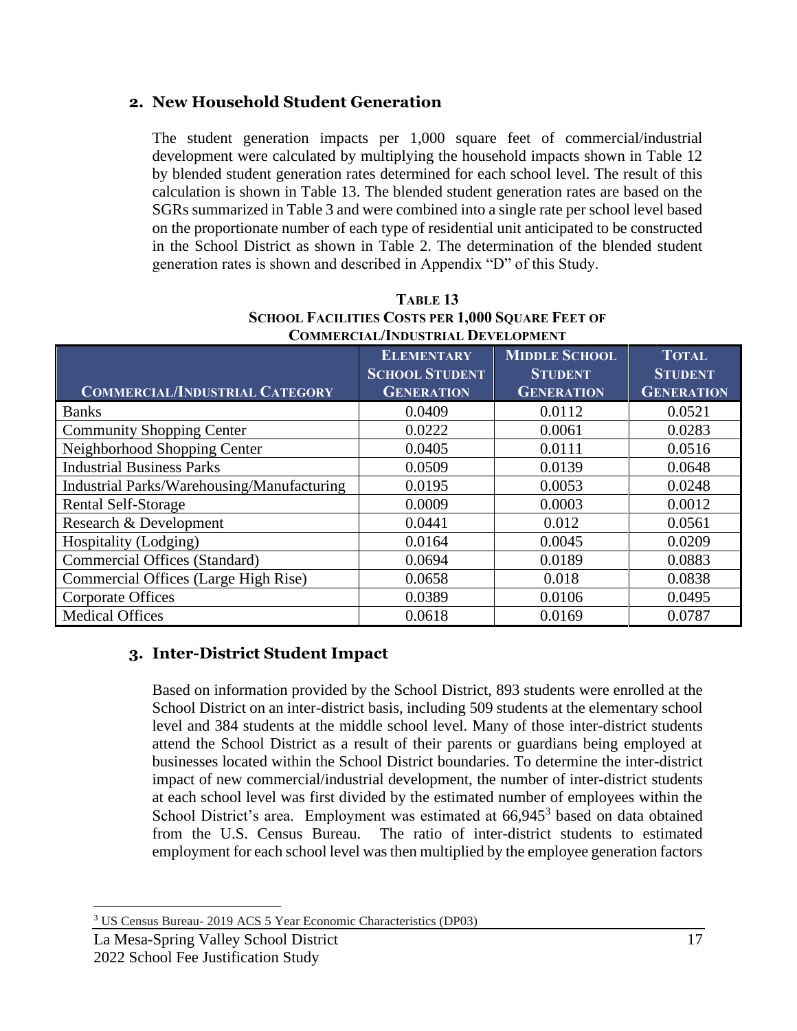## 2. New Household Student Generation

The student generation impacts per 1,000 square feet of commercial/industrial development were calculated by multiplying the household impacts shown in Table 12 by blended student generation rates determined for each school level. The result of this calculation is shown in Table 13. The blended student generation rates are based on the SGRs summarized in Table 3 and were combined into a single rate per school level based on the proportionate number of each type of residential unit anticipated to be constructed in the School District as shown in Table 2. The determination of the blended student generation rates is shown and described in Appendix "D" of this Study.

**TABLE 13**
**SCHOOL FACILITIES COSTS PER 1,000 SQUARE FEET OF COMMERCIAL/INDUSTRIAL DEVELOPMENT**

| COMMERCIAL/INDUSTRIAL CATEGORY | ELEMENTARY SCHOOL STUDENT GENERATION | MIDDLE SCHOOL STUDENT GENERATION | TOTAL STUDENT GENERATION |
|---|---|---|---|
| Banks | 0.0409 | 0.0112 | 0.0521 |
| Community Shopping Center | 0.0222 | 0.0061 | 0.0283 |
| Neighborhood Shopping Center | 0.0405 | 0.0111 | 0.0516 |
| Industrial Business Parks | 0.0509 | 0.0139 | 0.0648 |
| Industrial Parks/Warehousing/Manufacturing | 0.0195 | 0.0053 | 0.0248 |
| Rental Self-Storage | 0.0009 | 0.0003 | 0.0012 |
| Research & Development | 0.0441 | 0.012 | 0.0561 |
| Hospitality (Lodging) | 0.0164 | 0.0045 | 0.0209 |
| Commercial Offices (Standard) | 0.0694 | 0.0189 | 0.0883 |
| Commercial Offices (Large High Rise) | 0.0658 | 0.018 | 0.0838 |
| Corporate Offices | 0.0389 | 0.0106 | 0.0495 |
| Medical Offices | 0.0618 | 0.0169 | 0.0787 |

## 3. Inter-District Student Impact

Based on information provided by the School District, 893 students were enrolled at the School District on an inter-district basis, including 509 students at the elementary school level and 384 students at the middle school level. Many of those inter-district students attend the School District as a result of their parents or guardians being employed at businesses located within the School District boundaries. To determine the inter-district impact of new commercial/industrial development, the number of inter-district students at each school level was first divided by the estimated number of employees within the School District's area. Employment was estimated at 66,945[3] based on data obtained from the U.S. Census Bureau. The ratio of inter-district students to estimated employment for each school level was then multiplied by the employee generation factors

[3] US Census Bureau- 2019 ACS 5 Year Economic Characteristics (DP03)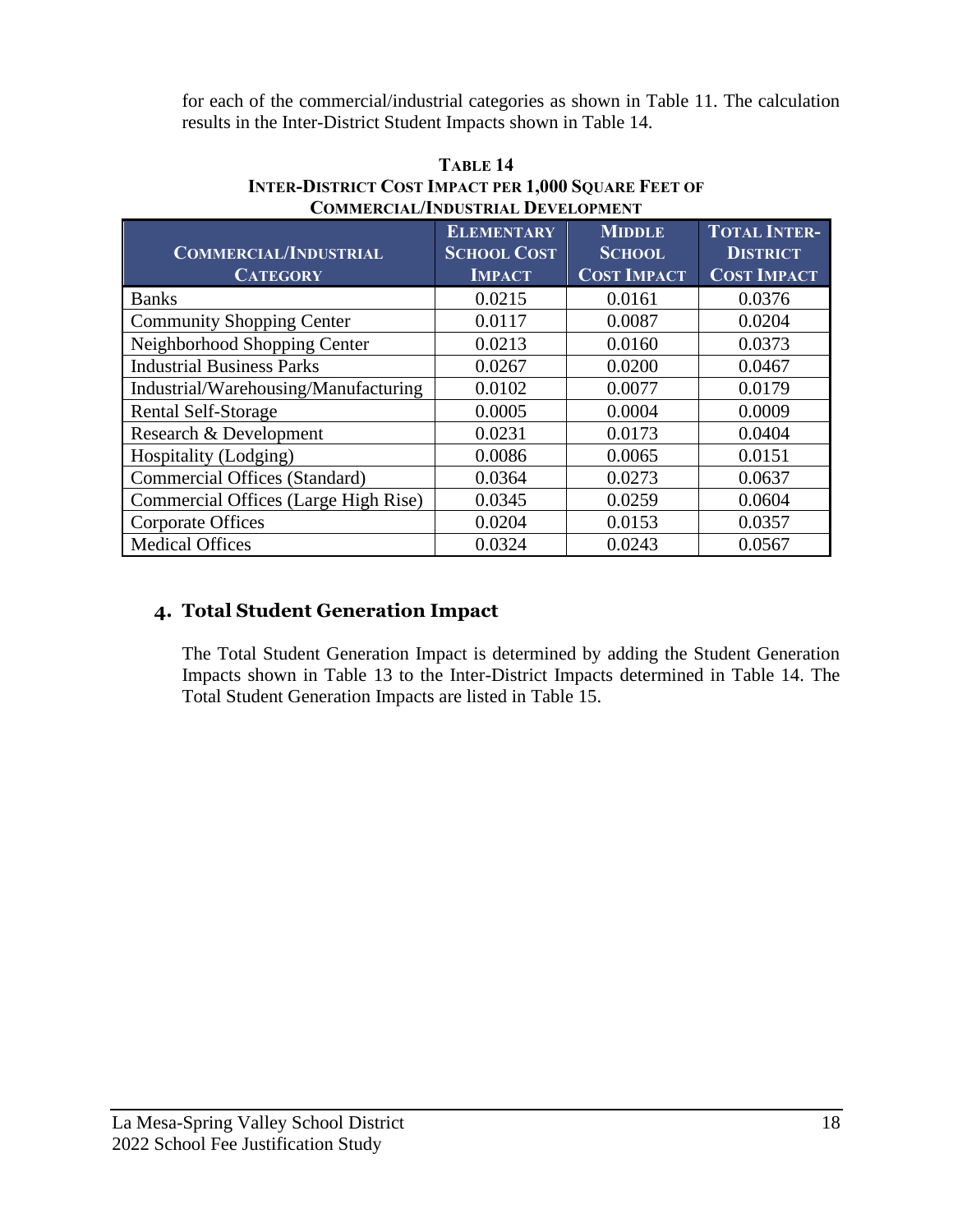for each of the commercial/industrial categories as shown in Table 11. The calculation results in the Inter-District Student Impacts shown in Table 14.

**TABLE 14**
**INTER-DISTRICT COST IMPACT PER 1,000 SQUARE FEET OF COMMERCIAL/INDUSTRIAL DEVELOPMENT**

| COMMERCIAL/INDUSTRIAL CATEGORY | ELEMENTARY SCHOOL COST IMPACT | MIDDLE SCHOOL COST IMPACT | TOTAL INTER-DISTRICT COST IMPACT |
|---|---|---|---|
| Banks | 0.0215 | 0.0161 | 0.0376 |
| Community Shopping Center | 0.0117 | 0.0087 | 0.0204 |
| Neighborhood Shopping Center | 0.0213 | 0.0160 | 0.0373 |
| Industrial Business Parks | 0.0267 | 0.0200 | 0.0467 |
| Industrial/Warehousing/Manufacturing | 0.0102 | 0.0077 | 0.0179 |
| Rental Self-Storage | 0.0005 | 0.0004 | 0.0009 |
| Research & Development | 0.0231 | 0.0173 | 0.0404 |
| Hospitality (Lodging) | 0.0086 | 0.0065 | 0.0151 |
| Commercial Offices (Standard) | 0.0364 | 0.0273 | 0.0637 |
| Commercial Offices (Large High Rise) | 0.0345 | 0.0259 | 0.0604 |
| Corporate Offices | 0.0204 | 0.0153 | 0.0357 |
| Medical Offices | 0.0324 | 0.0243 | 0.0567 |

## 4. Total Student Generation Impact

The Total Student Generation Impact is determined by adding the Student Generation Impacts shown in Table 13 to the Inter-District Impacts determined in Table 14. The Total Student Generation Impacts are listed in Table 15.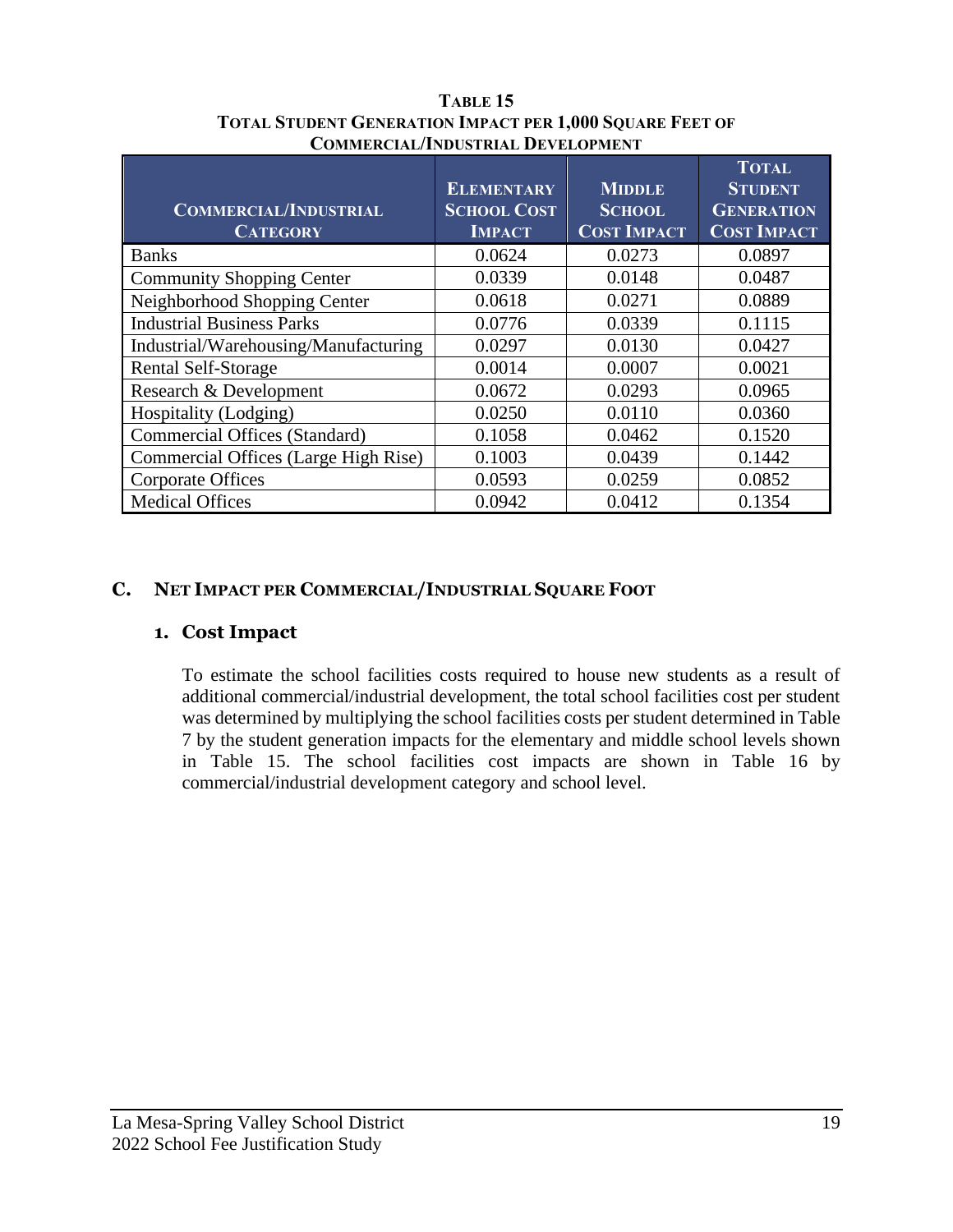**Table 15**
**Total Student Generation Impact per 1,000 Square Feet of Commercial/Industrial Development**

| Commercial/Industrial Category | Elementary School Cost Impact | Middle School Cost Impact | Total Student Generation Cost Impact |
|---|---|---|---|
| Banks | 0.0624 | 0.0273 | 0.0897 |
| Community Shopping Center | 0.0339 | 0.0148 | 0.0487 |
| Neighborhood Shopping Center | 0.0618 | 0.0271 | 0.0889 |
| Industrial Business Parks | 0.0776 | 0.0339 | 0.1115 |
| Industrial/Warehousing/Manufacturing | 0.0297 | 0.0130 | 0.0427 |
| Rental Self-Storage | 0.0014 | 0.0007 | 0.0021 |
| Research & Development | 0.0672 | 0.0293 | 0.0965 |
| Hospitality (Lodging) | 0.0250 | 0.0110 | 0.0360 |
| Commercial Offices (Standard) | 0.1058 | 0.0462 | 0.1520 |
| Commercial Offices (Large High Rise) | 0.1003 | 0.0439 | 0.1442 |
| Corporate Offices | 0.0593 | 0.0259 | 0.0852 |
| Medical Offices | 0.0942 | 0.0412 | 0.1354 |

## C. Net Impact per Commercial/Industrial Square Foot

### 1. Cost Impact

To estimate the school facilities costs required to house new students as a result of additional commercial/industrial development, the total school facilities cost per student was determined by multiplying the school facilities costs per student determined in Table 7 by the student generation impacts for the elementary and middle school levels shown in Table 15. The school facilities cost impacts are shown in Table 16 by commercial/industrial development category and school level.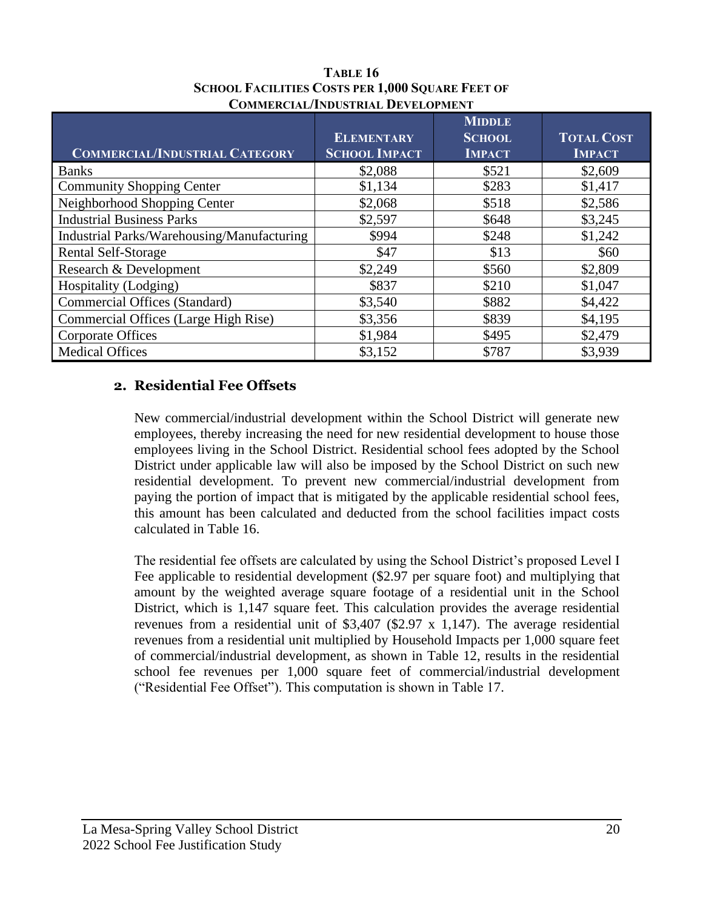**Table 16**
**School Facilities Costs per 1,000 Square Feet of Commercial/Industrial Development**

| Commercial/Industrial Category | Elementary School Impact | Middle School Impact | Total Cost Impact |
|---|---|---|---|
| Banks | $2,088 | $521 | $2,609 |
| Community Shopping Center | $1,134 | $283 | $1,417 |
| Neighborhood Shopping Center | $2,068 | $518 | $2,586 |
| Industrial Business Parks | $2,597 | $648 | $3,245 |
| Industrial Parks/Warehousing/Manufacturing | $994 | $248 | $1,242 |
| Rental Self-Storage | $47 | $13 | $60 |
| Research & Development | $2,249 | $560 | $2,809 |
| Hospitality (Lodging) | $837 | $210 | $1,047 |
| Commercial Offices (Standard) | $3,540 | $882 | $4,422 |
| Commercial Offices (Large High Rise) | $3,356 | $839 | $4,195 |
| Corporate Offices | $1,984 | $495 | $2,479 |
| Medical Offices | $3,152 | $787 | $3,939 |

## 2. Residential Fee Offsets

New commercial/industrial development within the School District will generate new employees, thereby increasing the need for new residential development to house those employees living in the School District. Residential school fees adopted by the School District under applicable law will also be imposed by the School District on such new residential development. To prevent new commercial/industrial development from paying the portion of impact that is mitigated by the applicable residential school fees, this amount has been calculated and deducted from the school facilities impact costs calculated in Table 16.

The residential fee offsets are calculated by using the School District's proposed Level I Fee applicable to residential development ($2.97 per square foot) and multiplying that amount by the weighted average square footage of a residential unit in the School District, which is 1,147 square feet. This calculation provides the average residential revenues from a residential unit of $3,407 ($2.97 x 1,147). The average residential revenues from a residential unit multiplied by Household Impacts per 1,000 square feet of commercial/industrial development, as shown in Table 12, results in the residential school fee revenues per 1,000 square feet of commercial/industrial development ("Residential Fee Offset"). This computation is shown in Table 17.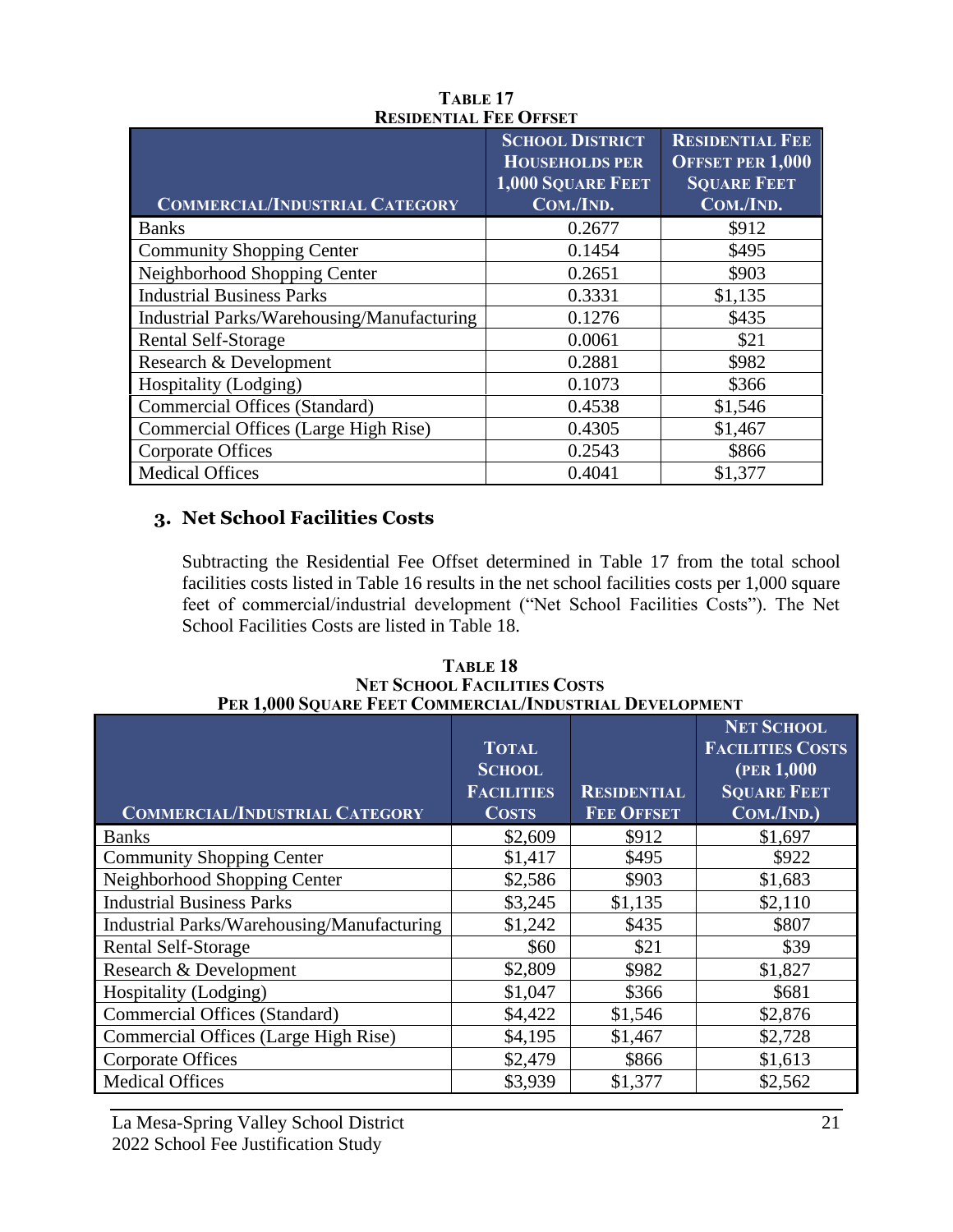**Table 17**
**Residential Fee Offset**

| Commercial/Industrial Category | School District Households per 1,000 Square Feet Com./Ind. | Residential Fee Offset per 1,000 Square Feet Com./Ind. |
|---|---|---|
| Banks | 0.2677 | $912 |
| Community Shopping Center | 0.1454 | $495 |
| Neighborhood Shopping Center | 0.2651 | $903 |
| Industrial Business Parks | 0.3331 | $1,135 |
| Industrial Parks/Warehousing/Manufacturing | 0.1276 | $435 |
| Rental Self-Storage | 0.0061 | $21 |
| Research & Development | 0.2881 | $982 |
| Hospitality (Lodging) | 0.1073 | $366 |
| Commercial Offices (Standard) | 0.4538 | $1,546 |
| Commercial Offices (Large High Rise) | 0.4305 | $1,467 |
| Corporate Offices | 0.2543 | $866 |
| Medical Offices | 0.4041 | $1,377 |

### 3. Net School Facilities Costs

Subtracting the Residential Fee Offset determined in Table 17 from the total school facilities costs listed in Table 16 results in the net school facilities costs per 1,000 square feet of commercial/industrial development ("Net School Facilities Costs"). The Net School Facilities Costs are listed in Table 18.

**Table 18**
**Net School Facilities Costs**
**Per 1,000 Square Feet Commercial/Industrial Development**

| Commercial/Industrial Category | Total School Facilities Costs | Residential Fee Offset | Net School Facilities Costs (per 1,000 Square Feet Com./Ind.) |
|---|---|---|---|
| Banks | $2,609 | $912 | $1,697 |
| Community Shopping Center | $1,417 | $495 | $922 |
| Neighborhood Shopping Center | $2,586 | $903 | $1,683 |
| Industrial Business Parks | $3,245 | $1,135 | $2,110 |
| Industrial Parks/Warehousing/Manufacturing | $1,242 | $435 | $807 |
| Rental Self-Storage | $60 | $21 | $39 |
| Research & Development | $2,809 | $982 | $1,827 |
| Hospitality (Lodging) | $1,047 | $366 | $681 |
| Commercial Offices (Standard) | $4,422 | $1,546 | $2,876 |
| Commercial Offices (Large High Rise) | $4,195 | $1,467 | $2,728 |
| Corporate Offices | $2,479 | $866 | $1,613 |
| Medical Offices | $3,939 | $1,377 | $2,562 |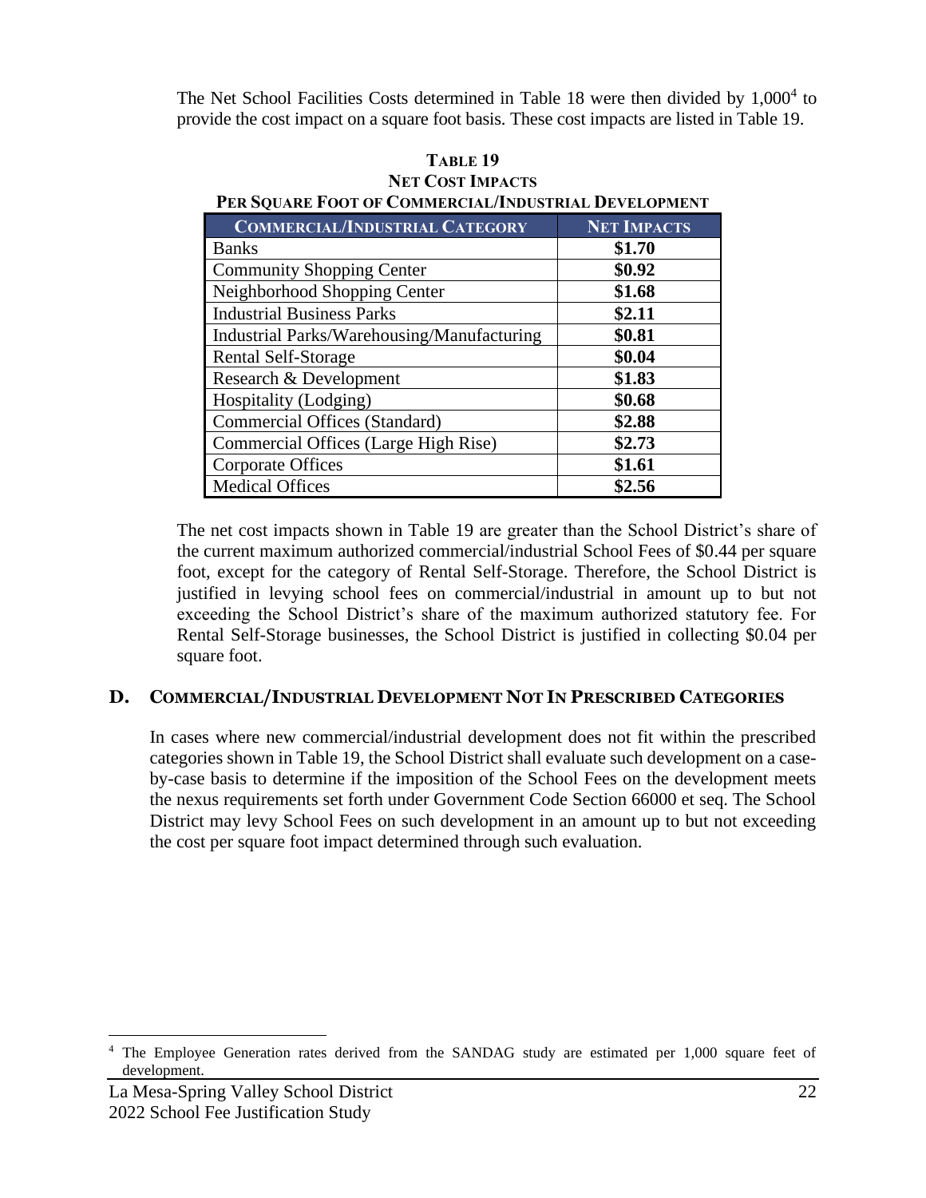The Net School Facilities Costs determined in Table 18 were then divided by 1,000[4] to provide the cost impact on a square foot basis. These cost impacts are listed in Table 19.

**TABLE 19**
**NET COST IMPACTS**
**PER SQUARE FOOT OF COMMERCIAL/INDUSTRIAL DEVELOPMENT**

| COMMERCIAL/INDUSTRIAL CATEGORY | NET IMPACTS |
| --- | --- |
| Banks | **$1.70** |
| Community Shopping Center | **$0.92** |
| Neighborhood Shopping Center | **$1.68** |
| Industrial Business Parks | **$2.11** |
| Industrial Parks/Warehousing/Manufacturing | **$0.81** |
| Rental Self-Storage | **$0.04** |
| Research & Development | **$1.83** |
| Hospitality (Lodging) | **$0.68** |
| Commercial Offices (Standard) | **$2.88** |
| Commercial Offices (Large High Rise) | **$2.73** |
| Corporate Offices | **$1.61** |
| Medical Offices | **$2.56** |

The net cost impacts shown in Table 19 are greater than the School District's share of the current maximum authorized commercial/industrial School Fees of $0.44 per square foot, except for the category of Rental Self-Storage. Therefore, the School District is justified in levying school fees on commercial/industrial in amount up to but not exceeding the School District's share of the maximum authorized statutory fee. For Rental Self-Storage businesses, the School District is justified in collecting $0.04 per square foot.

## D. COMMERCIAL/INDUSTRIAL DEVELOPMENT NOT IN PRESCRIBED CATEGORIES

In cases where new commercial/industrial development does not fit within the prescribed categories shown in Table 19, the School District shall evaluate such development on a case-by-case basis to determine if the imposition of the School Fees on the development meets the nexus requirements set forth under Government Code Section 66000 et seq. The School District may levy School Fees on such development in an amount up to but not exceeding the cost per square foot impact determined through such evaluation.

[4] The Employee Generation rates derived from the SANDAG study are estimated per 1,000 square feet of development.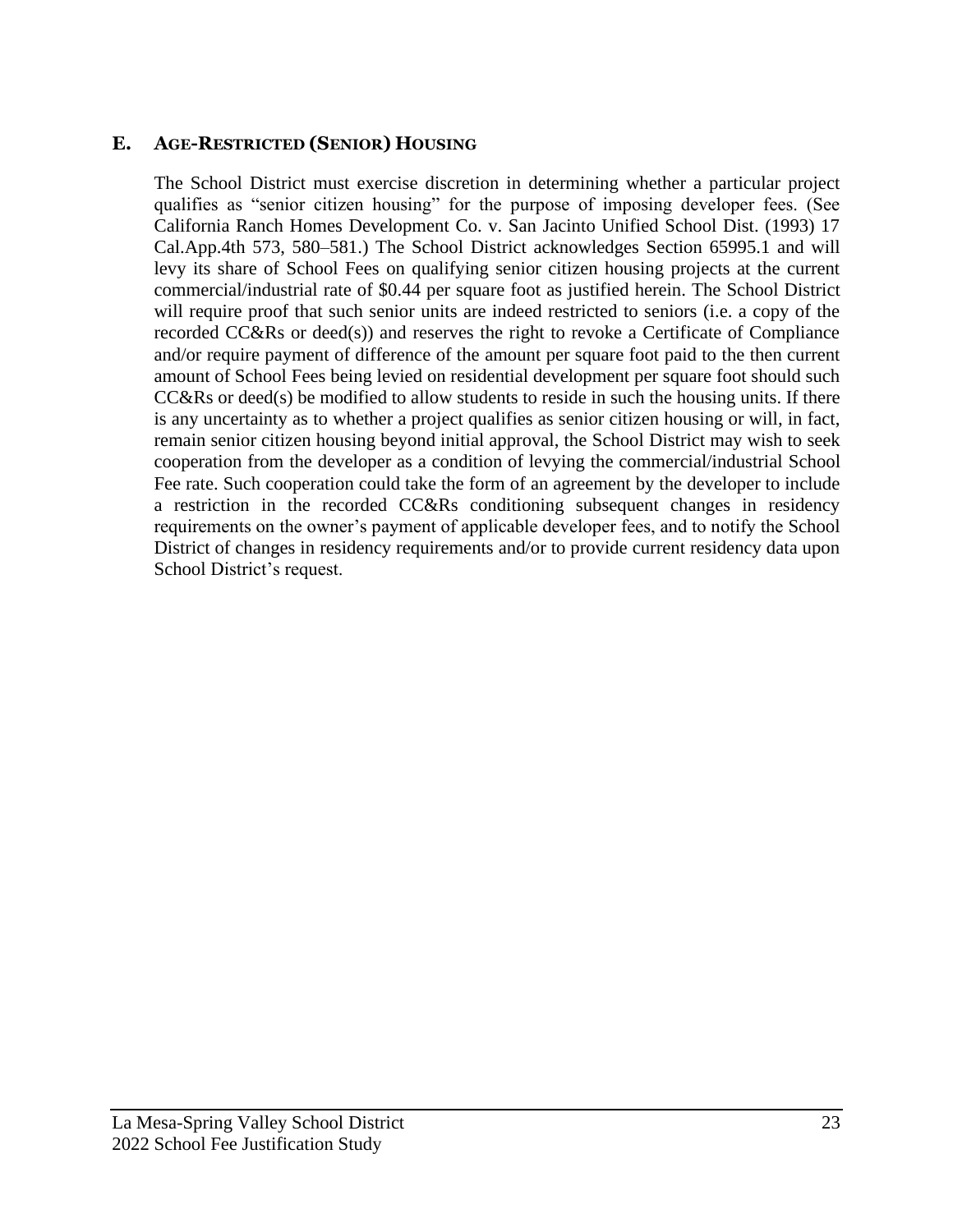## E. AGE-RESTRICTED (SENIOR) HOUSING

The School District must exercise discretion in determining whether a particular project qualifies as "senior citizen housing" for the purpose of imposing developer fees. (See California Ranch Homes Development Co. v. San Jacinto Unified School Dist. (1993) 17 Cal.App.4th 573, 580–581.) The School District acknowledges Section 65995.1 and will levy its share of School Fees on qualifying senior citizen housing projects at the current commercial/industrial rate of $0.44 per square foot as justified herein. The School District will require proof that such senior units are indeed restricted to seniors (i.e. a copy of the recorded CC&Rs or deed(s)) and reserves the right to revoke a Certificate of Compliance and/or require payment of difference of the amount per square foot paid to the then current amount of School Fees being levied on residential development per square foot should such CC&Rs or deed(s) be modified to allow students to reside in such the housing units. If there is any uncertainty as to whether a project qualifies as senior citizen housing or will, in fact, remain senior citizen housing beyond initial approval, the School District may wish to seek cooperation from the developer as a condition of levying the commercial/industrial School Fee rate. Such cooperation could take the form of an agreement by the developer to include a restriction in the recorded CC&Rs conditioning subsequent changes in residency requirements on the owner's payment of applicable developer fees, and to notify the School District of changes in residency requirements and/or to provide current residency data upon School District's request.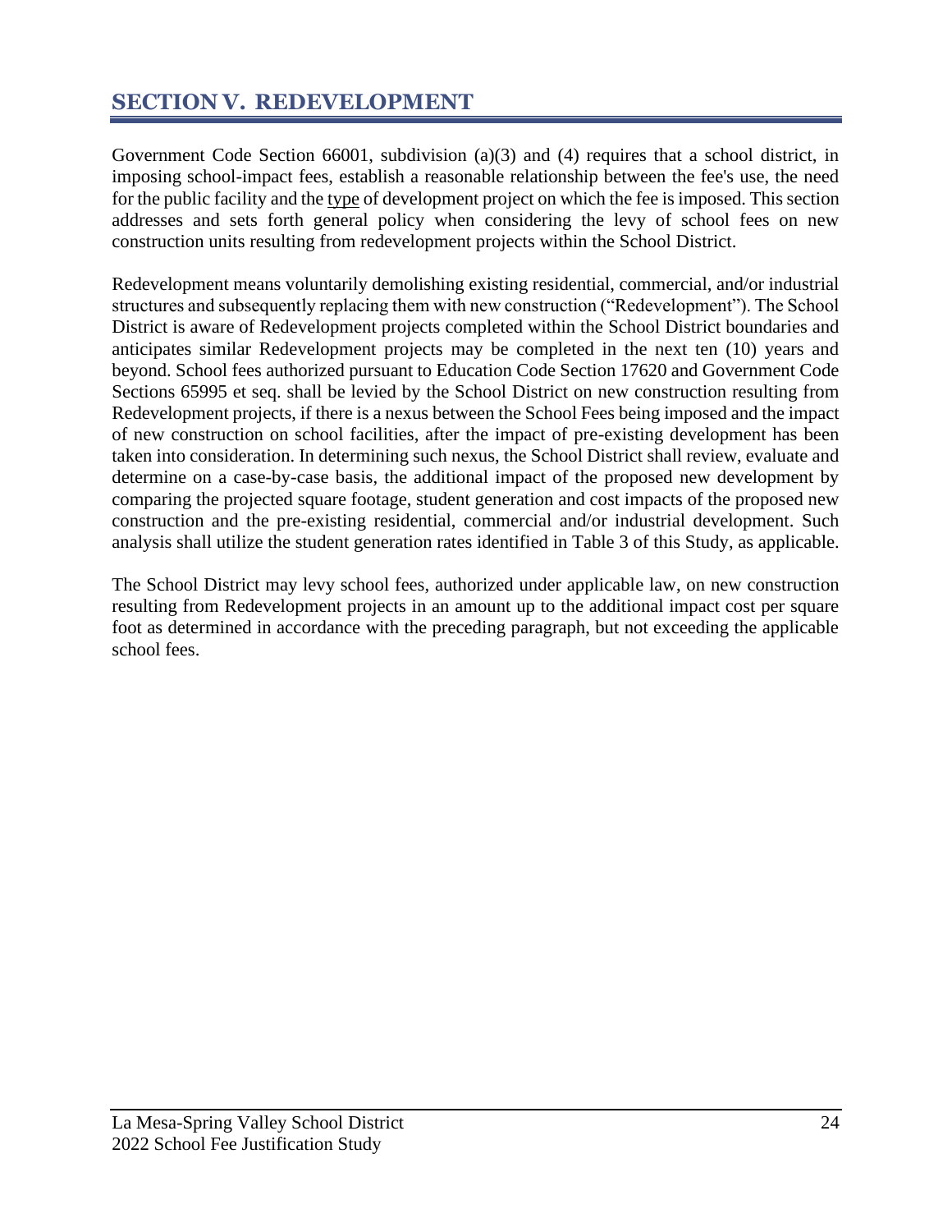## SECTION V. REDEVELOPMENT

Government Code Section 66001, subdivision (a)(3) and (4) requires that a school district, in imposing school-impact fees, establish a reasonable relationship between the fee's use, the need for the public facility and the type of development project on which the fee is imposed. This section addresses and sets forth general policy when considering the levy of school fees on new construction units resulting from redevelopment projects within the School District.

Redevelopment means voluntarily demolishing existing residential, commercial, and/or industrial structures and subsequently replacing them with new construction ("Redevelopment"). The School District is aware of Redevelopment projects completed within the School District boundaries and anticipates similar Redevelopment projects may be completed in the next ten (10) years and beyond. School fees authorized pursuant to Education Code Section 17620 and Government Code Sections 65995 et seq. shall be levied by the School District on new construction resulting from Redevelopment projects, if there is a nexus between the School Fees being imposed and the impact of new construction on school facilities, after the impact of pre-existing development has been taken into consideration. In determining such nexus, the School District shall review, evaluate and determine on a case-by-case basis, the additional impact of the proposed new development by comparing the projected square footage, student generation and cost impacts of the proposed new construction and the pre-existing residential, commercial and/or industrial development. Such analysis shall utilize the student generation rates identified in Table 3 of this Study, as applicable.

The School District may levy school fees, authorized under applicable law, on new construction resulting from Redevelopment projects in an amount up to the additional impact cost per square foot as determined in accordance with the preceding paragraph, but not exceeding the applicable school fees.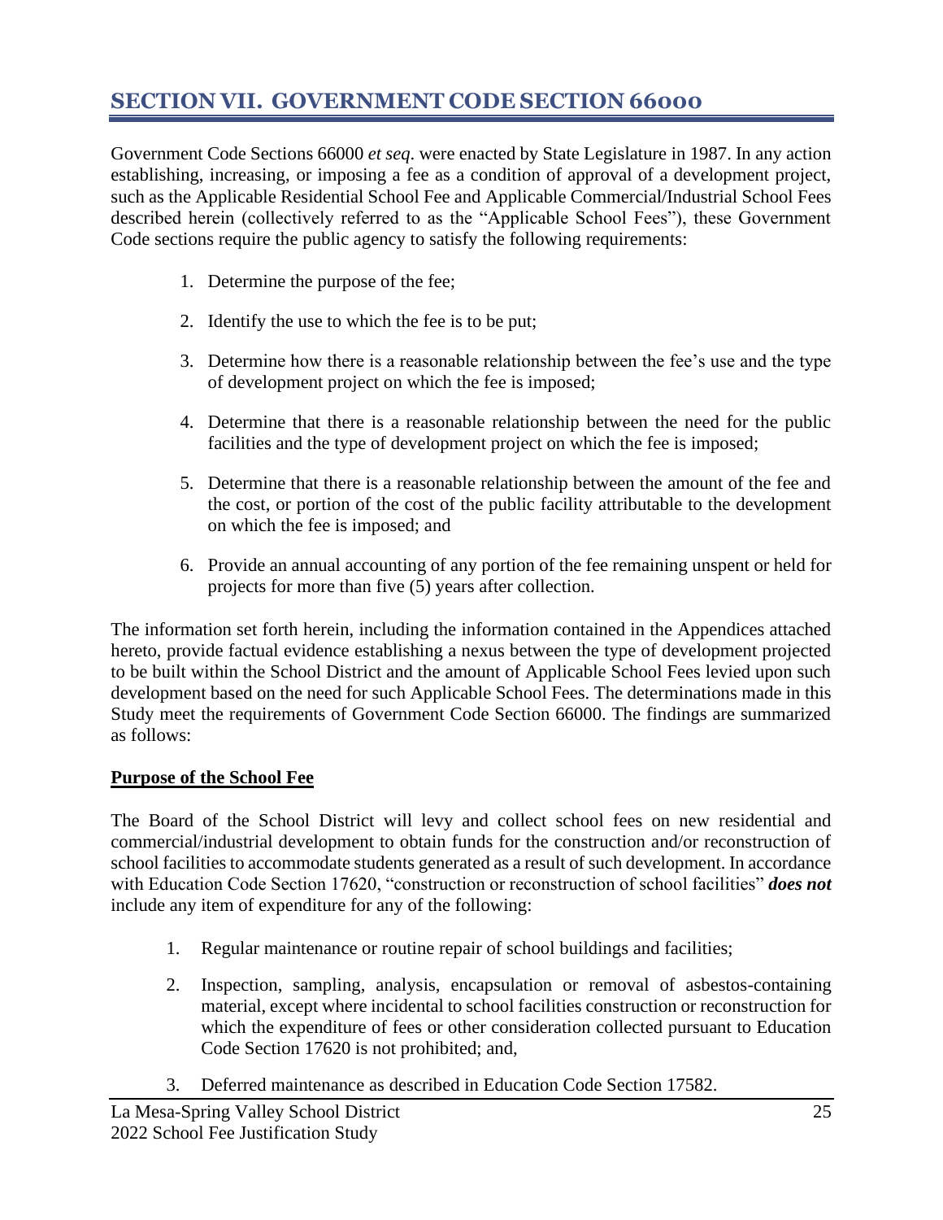## SECTION VII. GOVERNMENT CODE SECTION 66000

Government Code Sections 66000 *et seq.* were enacted by State Legislature in 1987. In any action establishing, increasing, or imposing a fee as a condition of approval of a development project, such as the Applicable Residential School Fee and Applicable Commercial/Industrial School Fees described herein (collectively referred to as the "Applicable School Fees"), these Government Code sections require the public agency to satisfy the following requirements:

1. Determine the purpose of the fee;
2. Identify the use to which the fee is to be put;
3. Determine how there is a reasonable relationship between the fee's use and the type of development project on which the fee is imposed;
4. Determine that there is a reasonable relationship between the need for the public facilities and the type of development project on which the fee is imposed;
5. Determine that there is a reasonable relationship between the amount of the fee and the cost, or portion of the cost of the public facility attributable to the development on which the fee is imposed; and
6. Provide an annual accounting of any portion of the fee remaining unspent or held for projects for more than five (5) years after collection.

The information set forth herein, including the information contained in the Appendices attached hereto, provide factual evidence establishing a nexus between the type of development projected to be built within the School District and the amount of Applicable School Fees levied upon such development based on the need for such Applicable School Fees. The determinations made in this Study meet the requirements of Government Code Section 66000. The findings are summarized as follows:

**Purpose of the School Fee**

The Board of the School District will levy and collect school fees on new residential and commercial/industrial development to obtain funds for the construction and/or reconstruction of school facilities to accommodate students generated as a result of such development. In accordance with Education Code Section 17620, "construction or reconstruction of school facilities" ***does not*** include any item of expenditure for any of the following:

1. Regular maintenance or routine repair of school buildings and facilities;
2. Inspection, sampling, analysis, encapsulation or removal of asbestos-containing material, except where incidental to school facilities construction or reconstruction for which the expenditure of fees or other consideration collected pursuant to Education Code Section 17620 is not prohibited; and,
3. Deferred maintenance as described in Education Code Section 17582.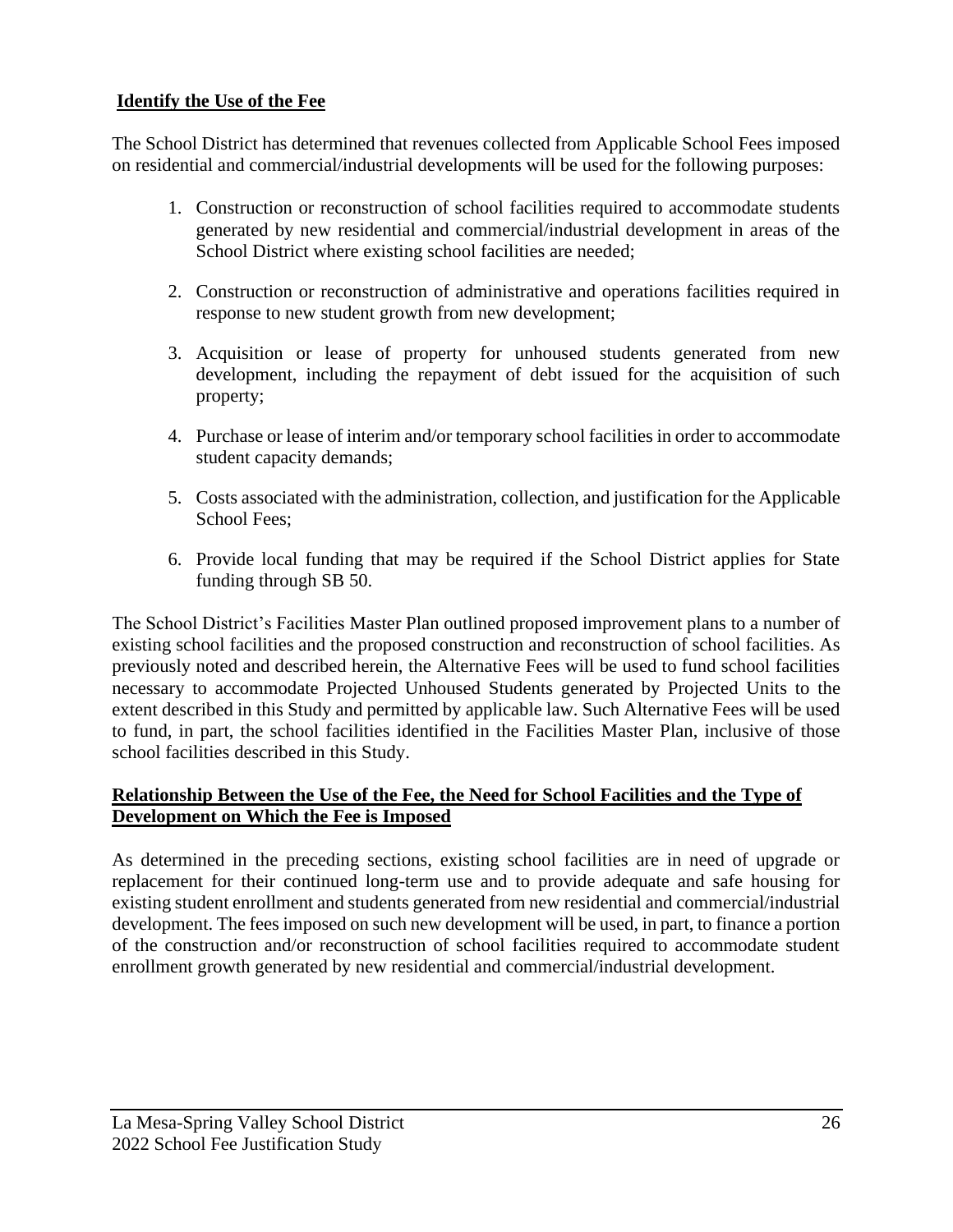**Identify the Use of the Fee**

The School District has determined that revenues collected from Applicable School Fees imposed on residential and commercial/industrial developments will be used for the following purposes:

1. Construction or reconstruction of school facilities required to accommodate students generated by new residential and commercial/industrial development in areas of the School District where existing school facilities are needed;

2. Construction or reconstruction of administrative and operations facilities required in response to new student growth from new development;

3. Acquisition or lease of property for unhoused students generated from new development, including the repayment of debt issued for the acquisition of such property;

4. Purchase or lease of interim and/or temporary school facilities in order to accommodate student capacity demands;

5. Costs associated with the administration, collection, and justification for the Applicable School Fees;

6. Provide local funding that may be required if the School District applies for State funding through SB 50.

The School District's Facilities Master Plan outlined proposed improvement plans to a number of existing school facilities and the proposed construction and reconstruction of school facilities. As previously noted and described herein, the Alternative Fees will be used to fund school facilities necessary to accommodate Projected Unhoused Students generated by Projected Units to the extent described in this Study and permitted by applicable law. Such Alternative Fees will be used to fund, in part, the school facilities identified in the Facilities Master Plan, inclusive of those school facilities described in this Study.

**Relationship Between the Use of the Fee, the Need for School Facilities and the Type of Development on Which the Fee is Imposed**

As determined in the preceding sections, existing school facilities are in need of upgrade or replacement for their continued long-term use and to provide adequate and safe housing for existing student enrollment and students generated from new residential and commercial/industrial development. The fees imposed on such new development will be used, in part, to finance a portion of the construction and/or reconstruction of school facilities required to accommodate student enrollment growth generated by new residential and commercial/industrial development.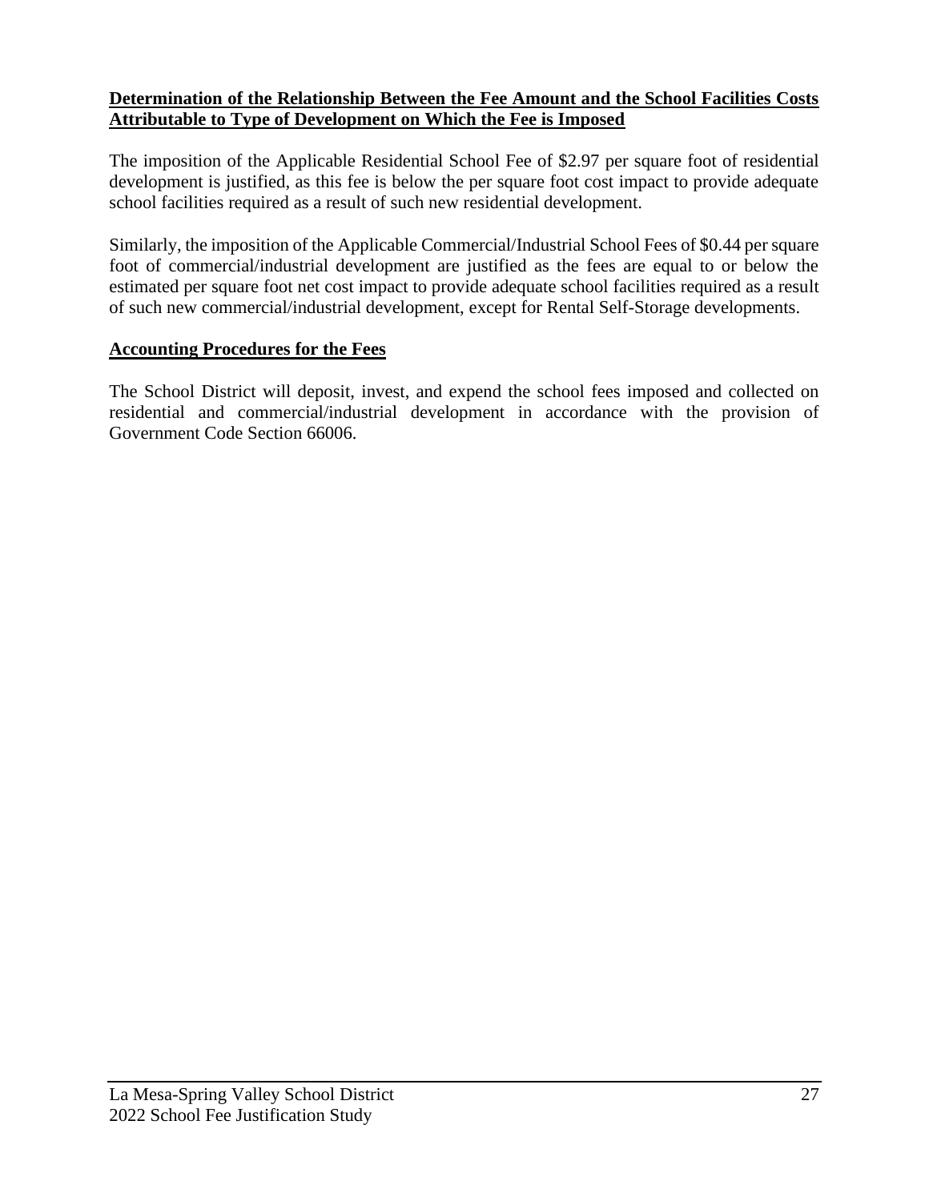**Determination of the Relationship Between the Fee Amount and the School Facilities Costs Attributable to Type of Development on Which the Fee is Imposed**

The imposition of the Applicable Residential School Fee of $2.97 per square foot of residential development is justified, as this fee is below the per square foot cost impact to provide adequate school facilities required as a result of such new residential development.

Similarly, the imposition of the Applicable Commercial/Industrial School Fees of $0.44 per square foot of commercial/industrial development are justified as the fees are equal to or below the estimated per square foot net cost impact to provide adequate school facilities required as a result of such new commercial/industrial development, except for Rental Self-Storage developments.

**Accounting Procedures for the Fees**

The School District will deposit, invest, and expend the school fees imposed and collected on residential and commercial/industrial development in accordance with the provision of Government Code Section 66006.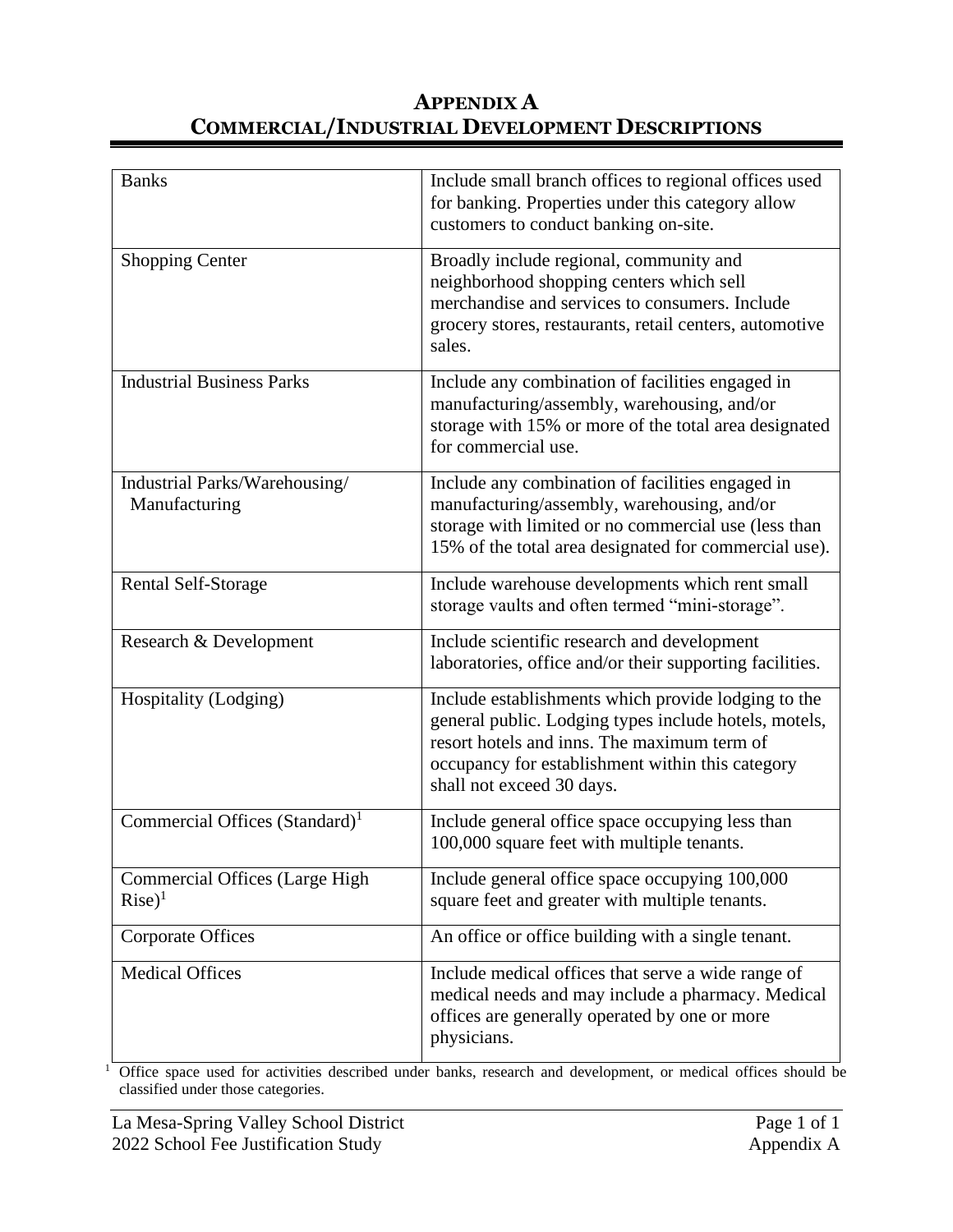# APPENDIX A
# COMMERCIAL/INDUSTRIAL DEVELOPMENT DESCRIPTIONS

| Category | Description |
|---|---|
| Banks | Include small branch offices to regional offices used for banking. Properties under this category allow customers to conduct banking on-site. |
| Shopping Center | Broadly include regional, community and neighborhood shopping centers which sell merchandise and services to consumers. Include grocery stores, restaurants, retail centers, automotive sales. |
| Industrial Business Parks | Include any combination of facilities engaged in manufacturing/assembly, warehousing, and/or storage with 15% or more of the total area designated for commercial use. |
| Industrial Parks/Warehousing/ Manufacturing | Include any combination of facilities engaged in manufacturing/assembly, warehousing, and/or storage with limited or no commercial use (less than 15% of the total area designated for commercial use). |
| Rental Self-Storage | Include warehouse developments which rent small storage vaults and often termed "mini-storage". |
| Research & Development | Include scientific research and development laboratories, office and/or their supporting facilities. |
| Hospitality (Lodging) | Include establishments which provide lodging to the general public. Lodging types include hotels, motels, resort hotels and inns. The maximum term of occupancy for establishment within this category shall not exceed 30 days. |
| Commercial Offices (Standard)[1] | Include general office space occupying less than 100,000 square feet with multiple tenants. |
| Commercial Offices (Large High Rise)[1] | Include general office space occupying 100,000 square feet and greater with multiple tenants. |
| Corporate Offices | An office or office building with a single tenant. |
| Medical Offices | Include medical offices that serve a wide range of medical needs and may include a pharmacy. Medical offices are generally operated by one or more physicians. |

[1] Office space used for activities described under banks, research and development, or medical offices should be classified under those categories.

La Mesa-Spring Valley School District
2022 School Fee Justification Study

Appendix A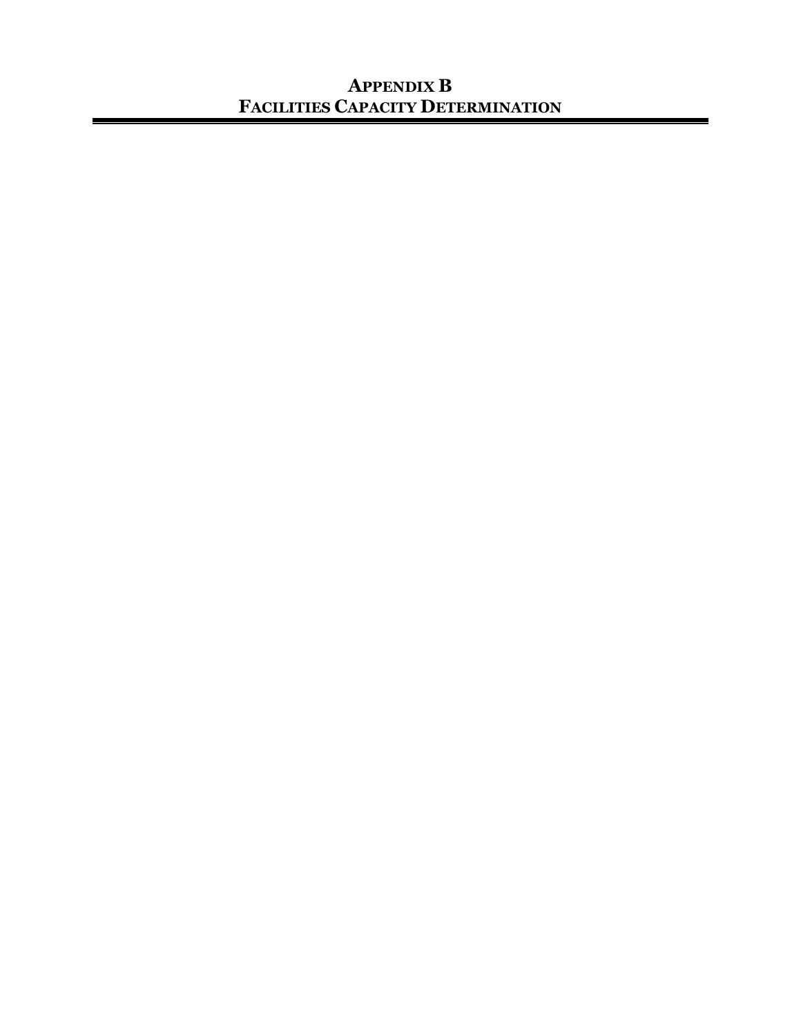# APPENDIX B
# FACILITIES CAPACITY DETERMINATION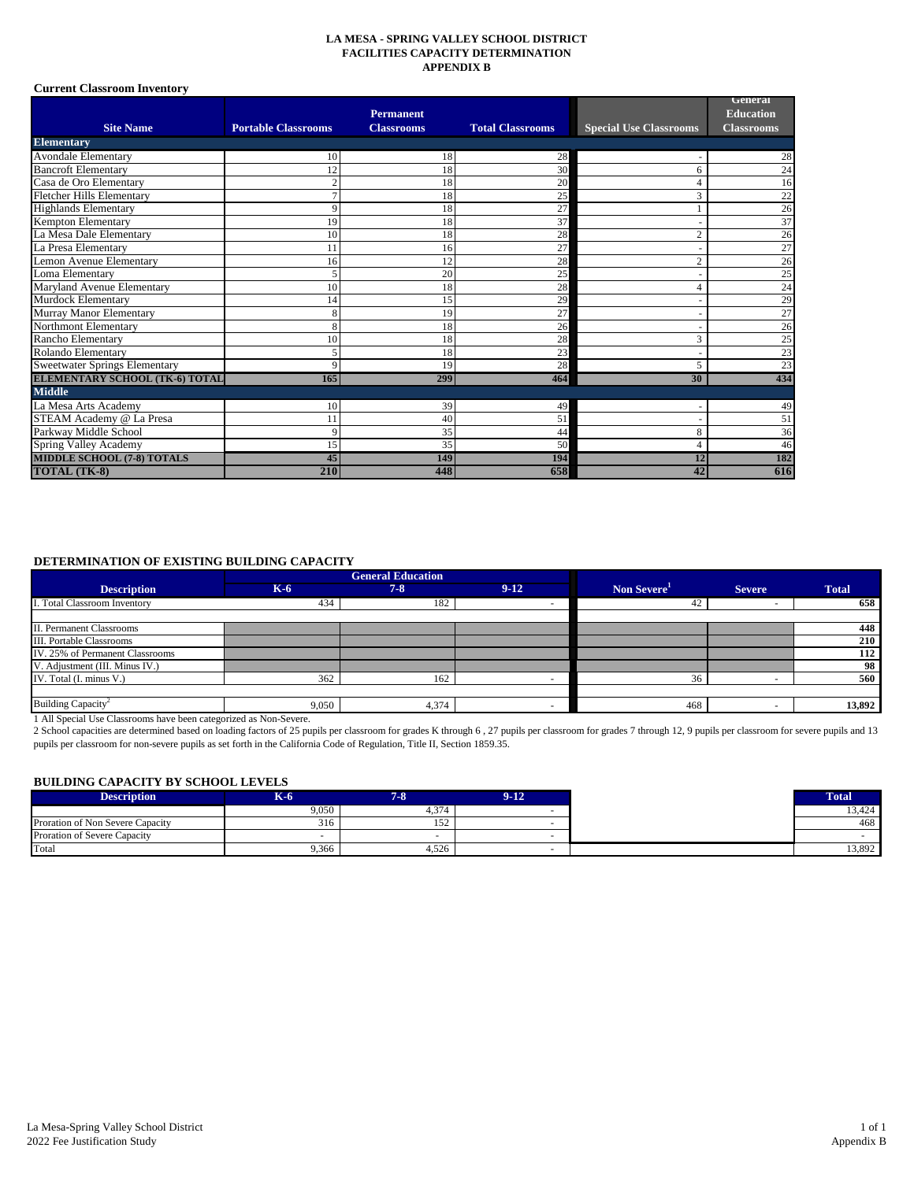**LA MESA - SPRING VALLEY SCHOOL DISTRICT**
**FACILITIES CAPACITY DETERMINATION**
**APPENDIX B**

**Current Classroom Inventory**

| Site Name | Portable Classrooms | Permanent Classrooms | Total Classrooms | Special Use Classrooms | General Education Classrooms |
|---|---|---|---|---|---|
| **Elementary** | | | | | |
| Avondale Elementary | 10 | 18 | 28 | - | 28 |
| Bancroft Elementary | 12 | 18 | 30 | 6 | 24 |
| Casa de Oro Elementary | 2 | 18 | 20 | 4 | 16 |
| Fletcher Hills Elementary | 7 | 18 | 25 | 3 | 22 |
| Highlands Elementary | 9 | 18 | 27 | 1 | 26 |
| Kempton Elementary | 19 | 18 | 37 | - | 37 |
| La Mesa Dale Elementary | 10 | 18 | 28 | 2 | 26 |
| La Presa Elementary | 11 | 16 | 27 | - | 27 |
| Lemon Avenue Elementary | 16 | 12 | 28 | 2 | 26 |
| Loma Elementary | 5 | 20 | 25 | - | 25 |
| Maryland Avenue Elementary | 10 | 18 | 28 | 4 | 24 |
| Murdock Elementary | 14 | 15 | 29 | - | 29 |
| Murray Manor Elementary | 8 | 19 | 27 | - | 27 |
| Northmont Elementary | 8 | 18 | 26 | - | 26 |
| Rancho Elementary | 10 | 18 | 28 | 3 | 25 |
| Rolando Elementary | 5 | 18 | 23 | - | 23 |
| Sweetwater Springs Elementary | 9 | 19 | 28 | 5 | 23 |
| **ELEMENTARY SCHOOL (TK-6) TOTAL** | **165** | **299** | **464** | **30** | **434** |
| **Middle** | | | | | |
| La Mesa Arts Academy | 10 | 39 | 49 | - | 49 |
| STEAM Academy @ La Presa | 11 | 40 | 51 | - | 51 |
| Parkway Middle School | 9 | 35 | 44 | 8 | 36 |
| Spring Valley Academy | 15 | 35 | 50 | 4 | 46 |
| **MIDDLE SCHOOL (7-8) TOTALS** | **45** | **149** | **194** | **12** | **182** |
| **TOTAL (TK-8)** | **210** | **448** | **658** | **42** | **616** |

**DETERMINATION OF EXISTING BUILDING CAPACITY**

| Description | General Education | | | | | |
|---|---|---|---|---|---|---|
| | K-6 | 7-8 | 9-12 | Non Severe[1] | Severe | Total |
| I. Total Classroom Inventory | 434 | 182 | - | 42 | - | **658** |
| II. Permanent Classrooms | | | | | | **448** |
| III. Portable Classrooms | | | | | | **210** |
| IV. 25% of Permanent Classrooms | | | | | | **112** |
| V. Adjustment (III. Minus IV.) | | | | | | **98** |
| IV. Total (I. minus V.) | 362 | 162 | - | 36 | - | **560** |
| Building Capacity[2] | 9,050 | 4,374 | - | 468 | - | **13,892** |

1 All Special Use Classrooms have been categorized as Non-Severe.

2 School capacities are determined based on loading factors of 25 pupils per classroom for grades K through 6 , 27 pupils per classroom for grades 7 through 12, 9 pupils per classroom for severe pupils and 13 pupils per classroom for non-severe pupils as set forth in the California Code of Regulation, Title II, Section 1859.35.

**BUILDING CAPACITY BY SCHOOL LEVELS**

| Description | K-6 | 7-8 | 9-12 | Total |
|---|---|---|---|---|
| | 9,050 | 4,374 | - | 13,424 |
| Proration of Non Severe Capacity | 316 | 152 | - | 468 |
| Proration of Severe Capacity | - | - | - | - |
| Total | 9,366 | 4,526 | - | 13,892 |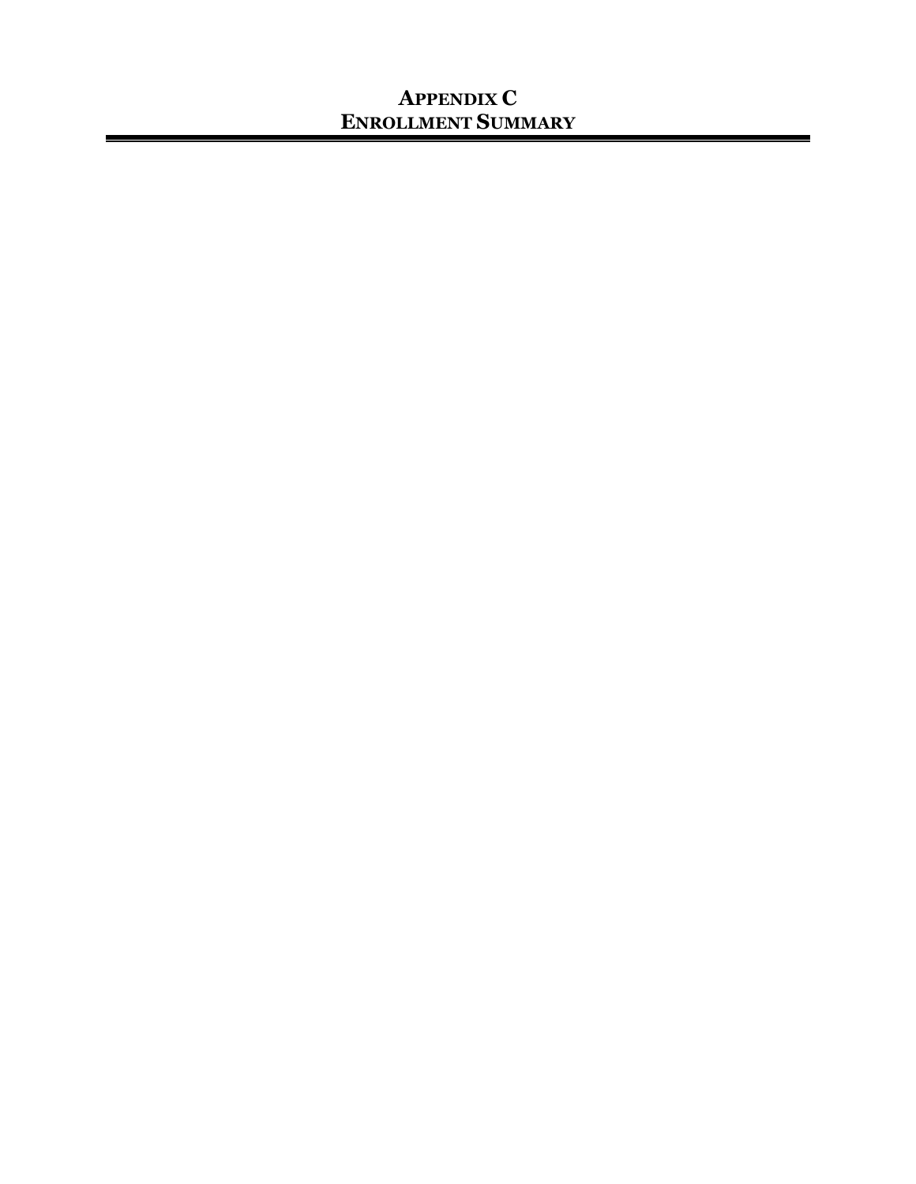# APPENDIX C
# ENROLLMENT SUMMARY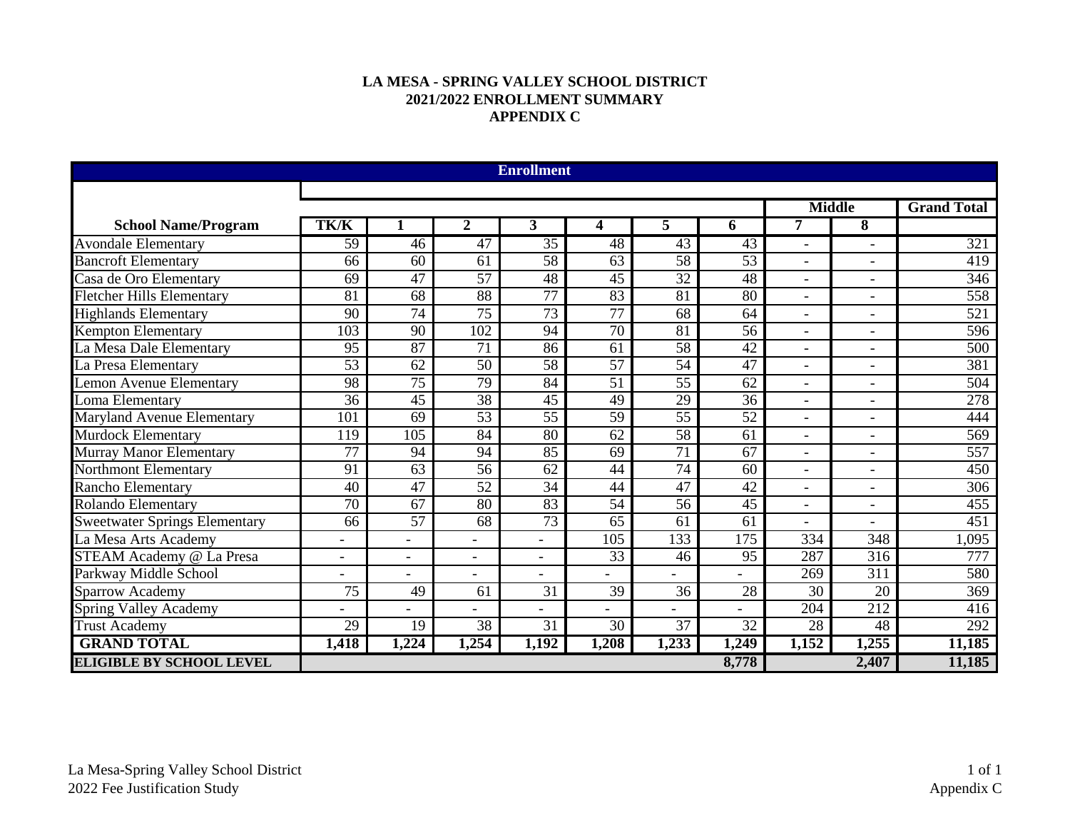**LA MESA - SPRING VALLEY SCHOOL DISTRICT**
**2021/2022 ENROLLMENT SUMMARY**
**APPENDIX C**

| Enrollment | | | | | | | | | | |
|---|---|---|---|---|---|---|---|---|---|---|
| | | | | | | | | Middle | | Grand Total |
| **School Name/Program** | **TK/K** | **1** | **2** | **3** | **4** | **5** | **6** | **7** | **8** | |
| Avondale Elementary | 59 | 46 | 47 | 35 | 48 | 43 | 43 | - | - | 321 |
| Bancroft Elementary | 66 | 60 | 61 | 58 | 63 | 58 | 53 | - | - | 419 |
| Casa de Oro Elementary | 69 | 47 | 57 | 48 | 45 | 32 | 48 | - | - | 346 |
| Fletcher Hills Elementary | 81 | 68 | 88 | 77 | 83 | 81 | 80 | - | - | 558 |
| Highlands Elementary | 90 | 74 | 75 | 73 | 77 | 68 | 64 | - | - | 521 |
| Kempton Elementary | 103 | 90 | 102 | 94 | 70 | 81 | 56 | - | - | 596 |
| La Mesa Dale Elementary | 95 | 87 | 71 | 86 | 61 | 58 | 42 | - | - | 500 |
| La Presa Elementary | 53 | 62 | 50 | 58 | 57 | 54 | 47 | - | - | 381 |
| Lemon Avenue Elementary | 98 | 75 | 79 | 84 | 51 | 55 | 62 | - | - | 504 |
| Loma Elementary | 36 | 45 | 38 | 45 | 49 | 29 | 36 | - | - | 278 |
| Maryland Avenue Elementary | 101 | 69 | 53 | 55 | 59 | 55 | 52 | - | - | 444 |
| Murdock Elementary | 119 | 105 | 84 | 80 | 62 | 58 | 61 | - | - | 569 |
| Murray Manor Elementary | 77 | 94 | 94 | 85 | 69 | 71 | 67 | - | - | 557 |
| Northmont Elementary | 91 | 63 | 56 | 62 | 44 | 74 | 60 | - | - | 450 |
| Rancho Elementary | 40 | 47 | 52 | 34 | 44 | 47 | 42 | - | - | 306 |
| Rolando Elementary | 70 | 67 | 80 | 83 | 54 | 56 | 45 | - | - | 455 |
| Sweetwater Springs Elementary | 66 | 57 | 68 | 73 | 65 | 61 | 61 | - | - | 451 |
| La Mesa Arts Academy | - | - | - | - | 105 | 133 | 175 | 334 | 348 | 1,095 |
| STEAM Academy @ La Presa | - | - | - | - | 33 | 46 | 95 | 287 | 316 | 777 |
| Parkway Middle School | - | - | - | - | - | - | - | 269 | 311 | 580 |
| Sparrow Academy | 75 | 49 | 61 | 31 | 39 | 36 | 28 | 30 | 20 | 369 |
| Spring Valley Academy | - | - | - | - | - | - | - | 204 | 212 | 416 |
| Trust Academy | 29 | 19 | 38 | 31 | 30 | 37 | 32 | 28 | 48 | 292 |
| **GRAND TOTAL** | **1,418** | **1,224** | **1,254** | **1,192** | **1,208** | **1,233** | **1,249** | **1,152** | **1,255** | **11,185** |
| **ELIGIBLE BY SCHOOL LEVEL** | | | | | | | **8,778** | | **2,407** | **11,185** |

La Mesa-Spring Valley School District
2022 Fee Justification Study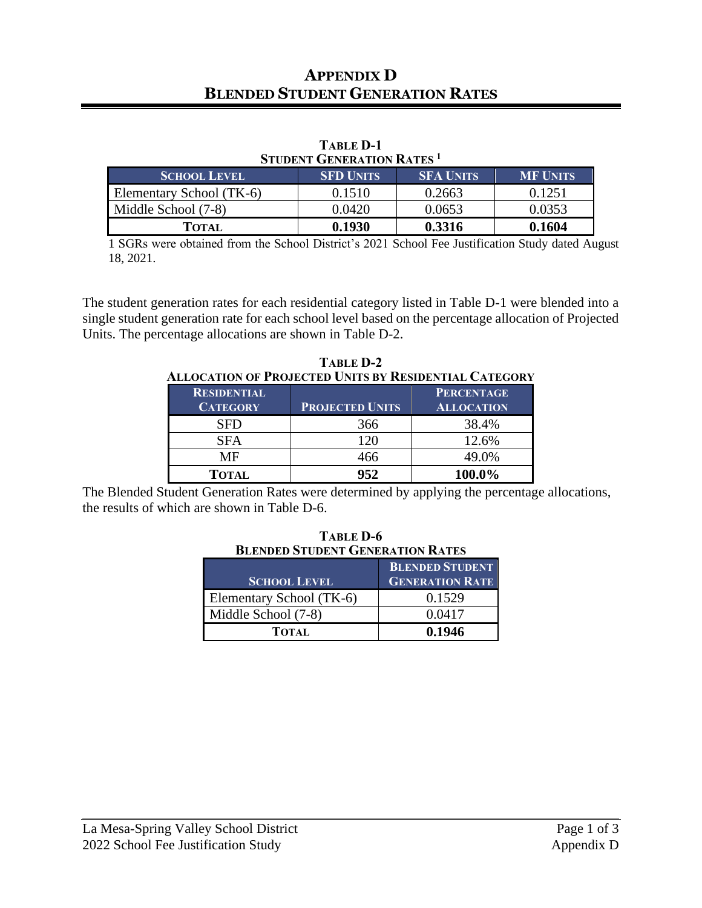# APPENDIX D
# BLENDED STUDENT GENERATION RATES

**TABLE D-1**
**STUDENT GENERATION RATES [1]**

| SCHOOL LEVEL | SFD UNITS | SFA UNITS | MF UNITS |
|---|---|---|---|
| Elementary School (TK-6) | 0.1510 | 0.2663 | 0.1251 |
| Middle School (7-8) | 0.0420 | 0.0653 | 0.0353 |
| **TOTAL** | **0.1930** | **0.3316** | **0.1604** |

1 SGRs were obtained from the School District's 2021 School Fee Justification Study dated August 18, 2021.

The student generation rates for each residential category listed in Table D-1 were blended into a single student generation rate for each school level based on the percentage allocation of Projected Units. The percentage allocations are shown in Table D-2.

**TABLE D-2**
**ALLOCATION OF PROJECTED UNITS BY RESIDENTIAL CATEGORY**

| RESIDENTIAL CATEGORY | PROJECTED UNITS | PERCENTAGE ALLOCATION |
|---|---|---|
| SFD | 366 | 38.4% |
| SFA | 120 | 12.6% |
| MF | 466 | 49.0% |
| **TOTAL** | **952** | **100.0%** |

The Blended Student Generation Rates were determined by applying the percentage allocations, the results of which are shown in Table D-6.

**TABLE D-6**
**BLENDED STUDENT GENERATION RATES**

| SCHOOL LEVEL | BLENDED STUDENT GENERATION RATE |
|---|---|
| Elementary School (TK-6) | 0.1529 |
| Middle School (7-8) | 0.0417 |
| **TOTAL** | **0.1946** |